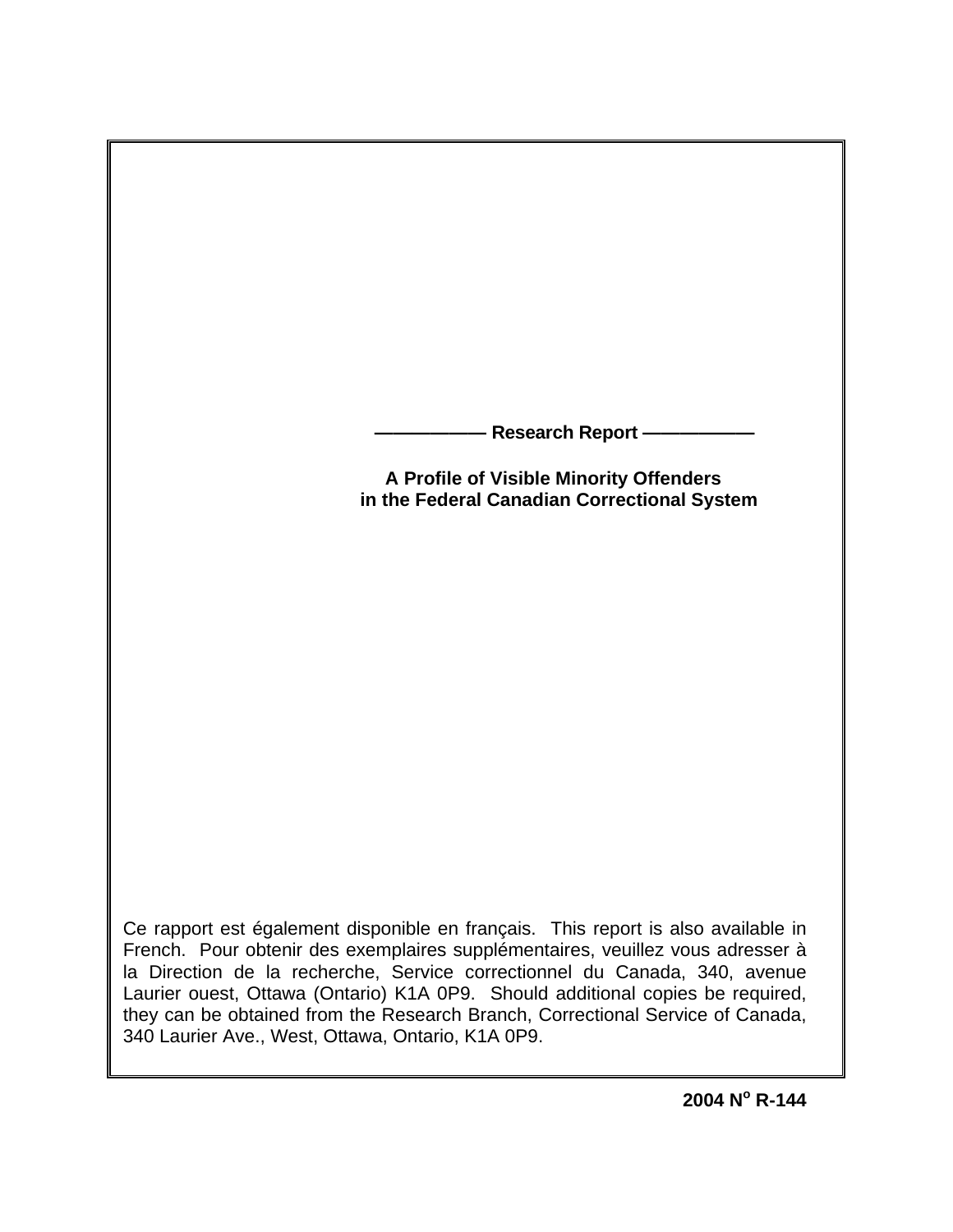——————— Research Report ———————

**A Profile of Visible Minority Offenders in the Federal Canadian Correctional System**

Ce rapport est également disponible en français. This report is also available in French. Pour obtenir des exemplaires supplémentaires, veuillez vous adresser à la Direction de la recherche, Service correctionnel du Canada, 340, avenue Laurier ouest, Ottawa (Ontario) K1A 0P9. Should additional copies be required, they can be obtained from the Research Branch, Correctional Service of Canada, 340 Laurier Ave., West, Ottawa, Ontario, K1A 0P9.

**2004 N$^{o}$ R-144**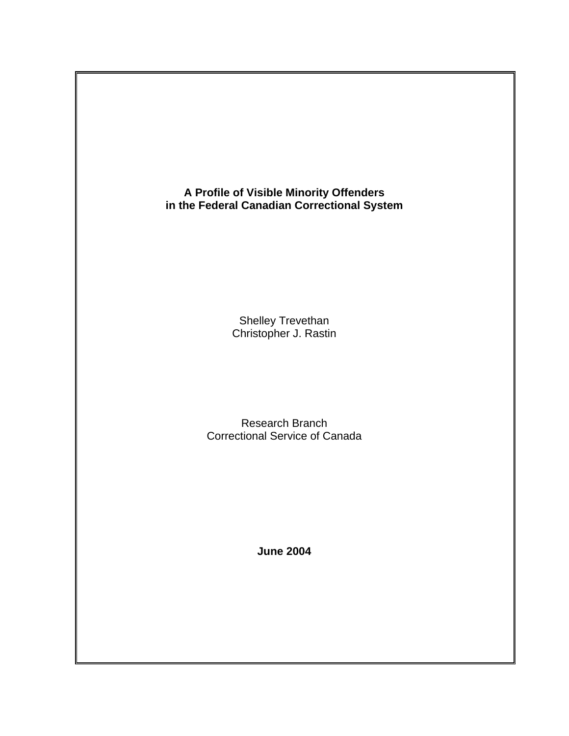# A Profile of Visible Minority Offenders in the Federal Canadian Correctional System

Shelley Trevethan
Christopher J. Rastin

Research Branch
Correctional Service of Canada

**June 2004**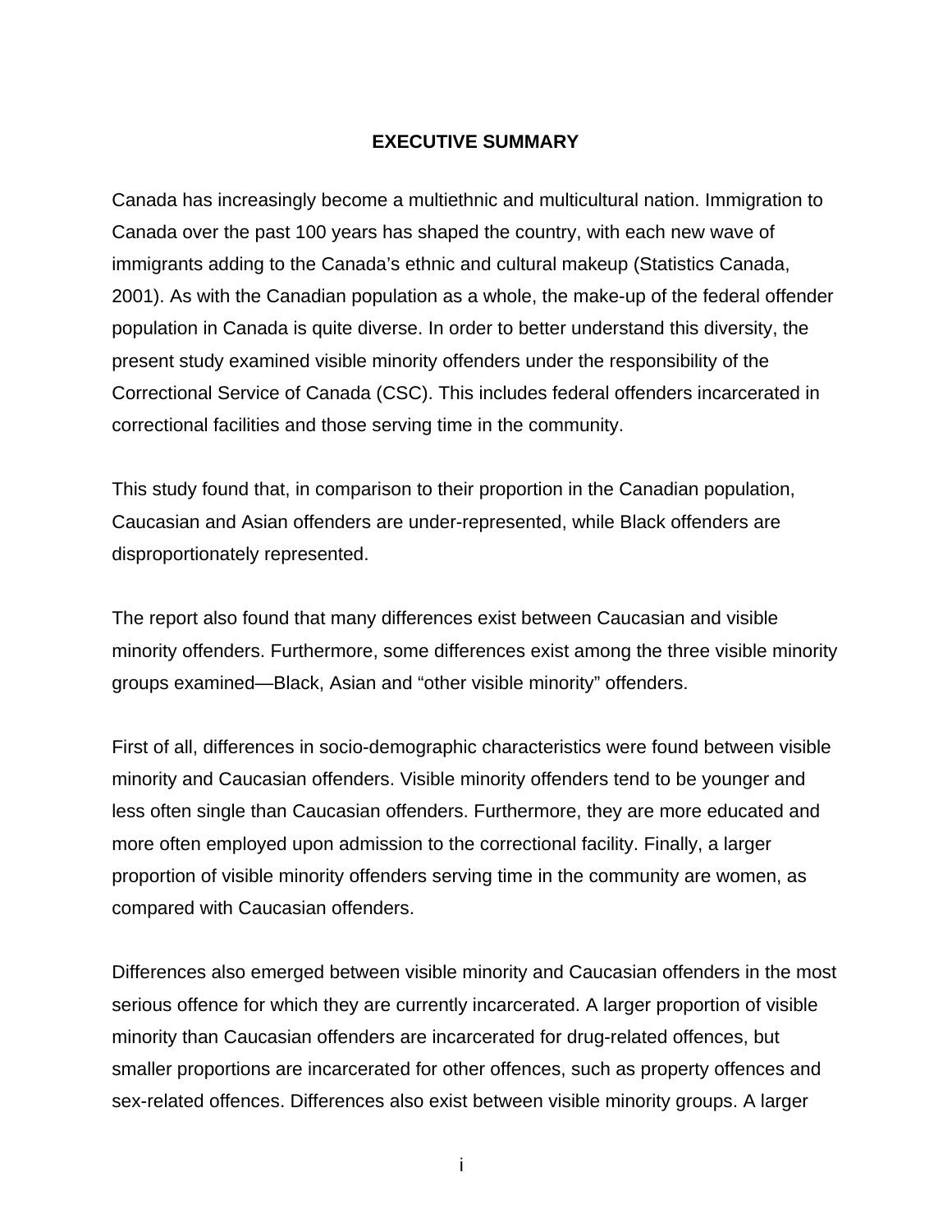## EXECUTIVE SUMMARY

Canada has increasingly become a multiethnic and multicultural nation. Immigration to Canada over the past 100 years has shaped the country, with each new wave of immigrants adding to the Canada's ethnic and cultural makeup (Statistics Canada, 2001). As with the Canadian population as a whole, the make-up of the federal offender population in Canada is quite diverse. In order to better understand this diversity, the present study examined visible minority offenders under the responsibility of the Correctional Service of Canada (CSC). This includes federal offenders incarcerated in correctional facilities and those serving time in the community.

This study found that, in comparison to their proportion in the Canadian population, Caucasian and Asian offenders are under-represented, while Black offenders are disproportionately represented.

The report also found that many differences exist between Caucasian and visible minority offenders. Furthermore, some differences exist among the three visible minority groups examined—Black, Asian and "other visible minority" offenders.

First of all, differences in socio-demographic characteristics were found between visible minority and Caucasian offenders. Visible minority offenders tend to be younger and less often single than Caucasian offenders. Furthermore, they are more educated and more often employed upon admission to the correctional facility. Finally, a larger proportion of visible minority offenders serving time in the community are women, as compared with Caucasian offenders.

Differences also emerged between visible minority and Caucasian offenders in the most serious offence for which they are currently incarcerated. A larger proportion of visible minority than Caucasian offenders are incarcerated for drug-related offences, but smaller proportions are incarcerated for other offences, such as property offences and sex-related offences. Differences also exist between visible minority groups. A larger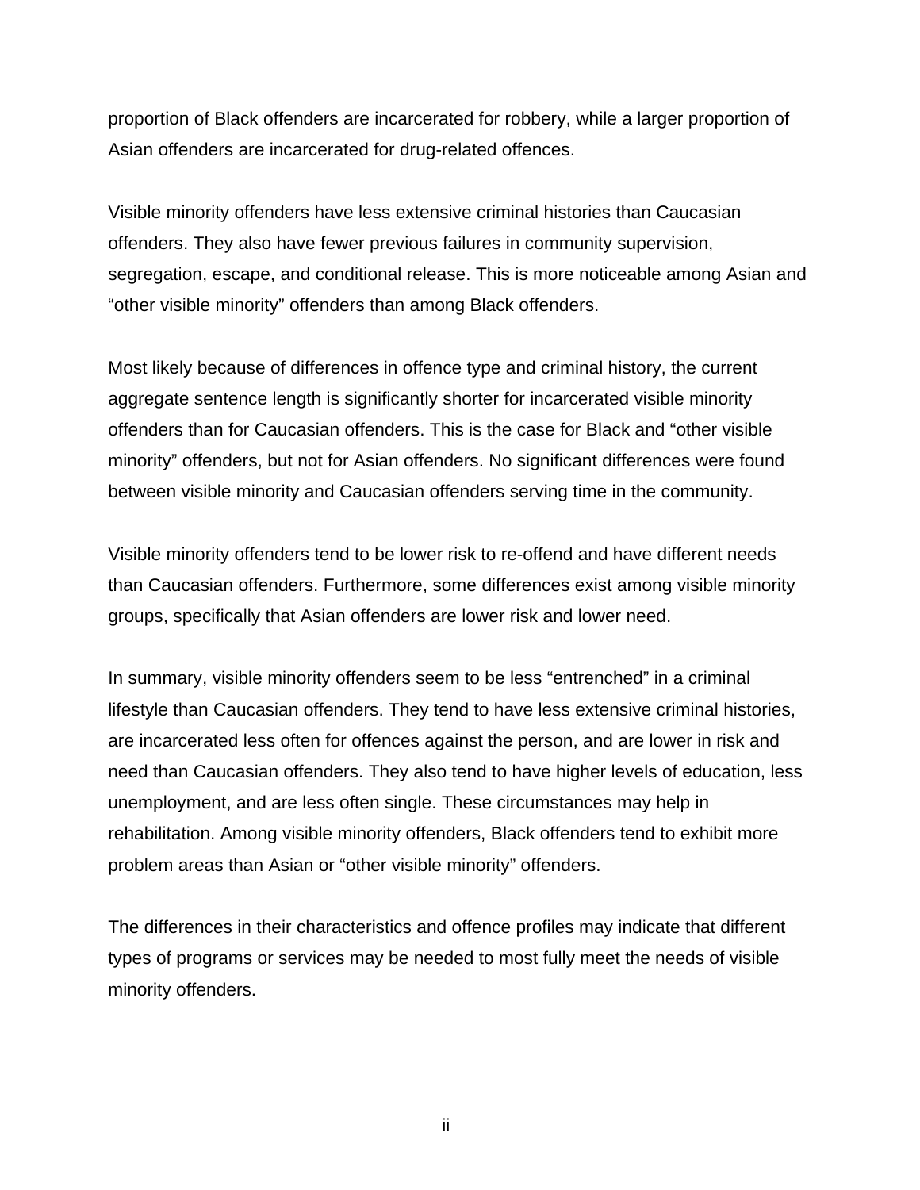proportion of Black offenders are incarcerated for robbery, while a larger proportion of Asian offenders are incarcerated for drug-related offences.

Visible minority offenders have less extensive criminal histories than Caucasian offenders. They also have fewer previous failures in community supervision, segregation, escape, and conditional release. This is more noticeable among Asian and “other visible minority” offenders than among Black offenders.

Most likely because of differences in offence type and criminal history, the current aggregate sentence length is significantly shorter for incarcerated visible minority offenders than for Caucasian offenders. This is the case for Black and “other visible minority” offenders, but not for Asian offenders. No significant differences were found between visible minority and Caucasian offenders serving time in the community.

Visible minority offenders tend to be lower risk to re-offend and have different needs than Caucasian offenders. Furthermore, some differences exist among visible minority groups, specifically that Asian offenders are lower risk and lower need.

In summary, visible minority offenders seem to be less “entrenched” in a criminal lifestyle than Caucasian offenders. They tend to have less extensive criminal histories, are incarcerated less often for offences against the person, and are lower in risk and need than Caucasian offenders. They also tend to have higher levels of education, less unemployment, and are less often single. These circumstances may help in rehabilitation. Among visible minority offenders, Black offenders tend to exhibit more problem areas than Asian or “other visible minority” offenders.

The differences in their characteristics and offence profiles may indicate that different types of programs or services may be needed to most fully meet the needs of visible minority offenders.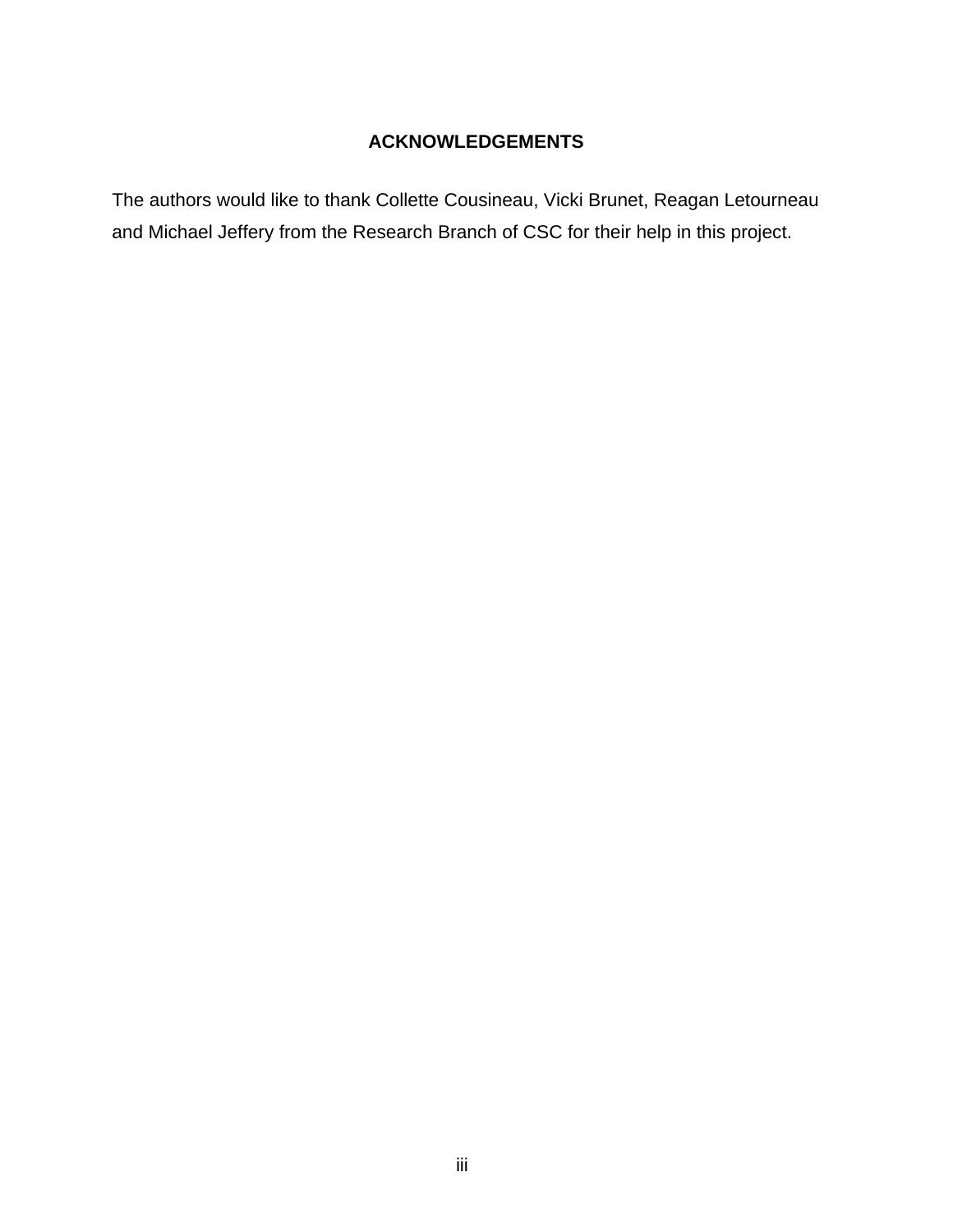## ACKNOWLEDGEMENTS

The authors would like to thank Collette Cousineau, Vicki Brunet, Reagan Letourneau and Michael Jeffery from the Research Branch of CSC for their help in this project.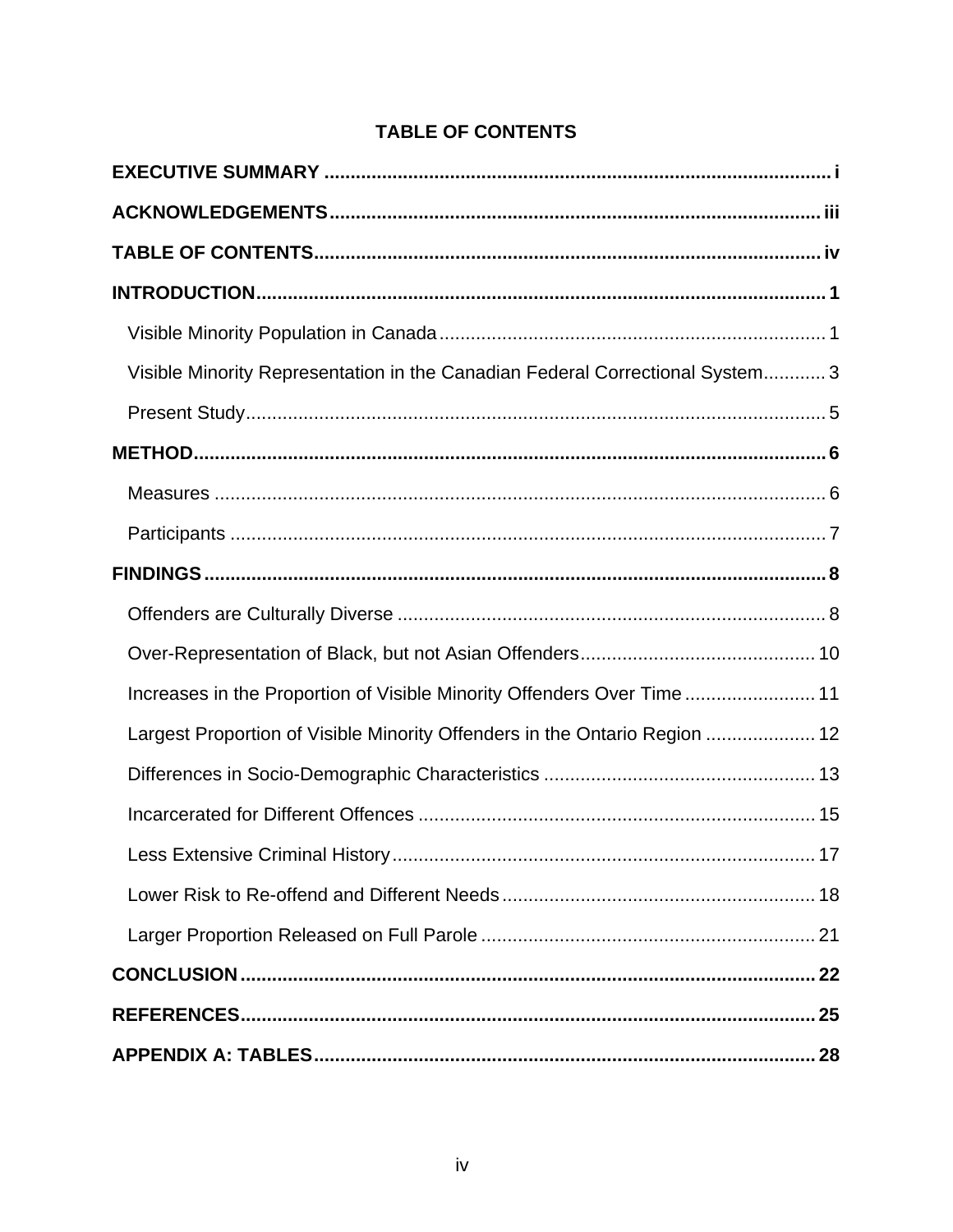# TABLE OF CONTENTS

**EXECUTIVE SUMMARY** ................................................................................................ i

**ACKNOWLEDGEMENTS** ............................................................................................ iii

**TABLE OF CONTENTS** ................................................................................................ iv

**INTRODUCTION** ........................................................................................................... 1

- Visible Minority Population in Canada ......................................................................... 1
- Visible Minority Representation in the Canadian Federal Correctional System ............ 3
- Present Study .............................................................................................................. 5

**METHOD** ....................................................................................................................... 6

- Measures .................................................................................................................... 6
- Participants ................................................................................................................. 7

**FINDINGS** ..................................................................................................................... 8

- Offenders are Culturally Diverse ................................................................................. 8
- Over-Representation of Black, but not Asian Offenders ............................................ 10
- Increases in the Proportion of Visible Minority Offenders Over Time ......................... 11
- Largest Proportion of Visible Minority Offenders in the Ontario Region ..................... 12
- Differences in Socio-Demographic Characteristics ................................................... 13
- Incarcerated for Different Offences ........................................................................... 15
- Less Extensive Criminal History ................................................................................ 17
- Lower Risk to Re-offend and Different Needs ........................................................... 18
- Larger Proportion Released on Full Parole ............................................................... 21

**CONCLUSION** ............................................................................................................. 22

**REFERENCES** ............................................................................................................. 25

**APPENDIX A: TABLES** ................................................................................................ 28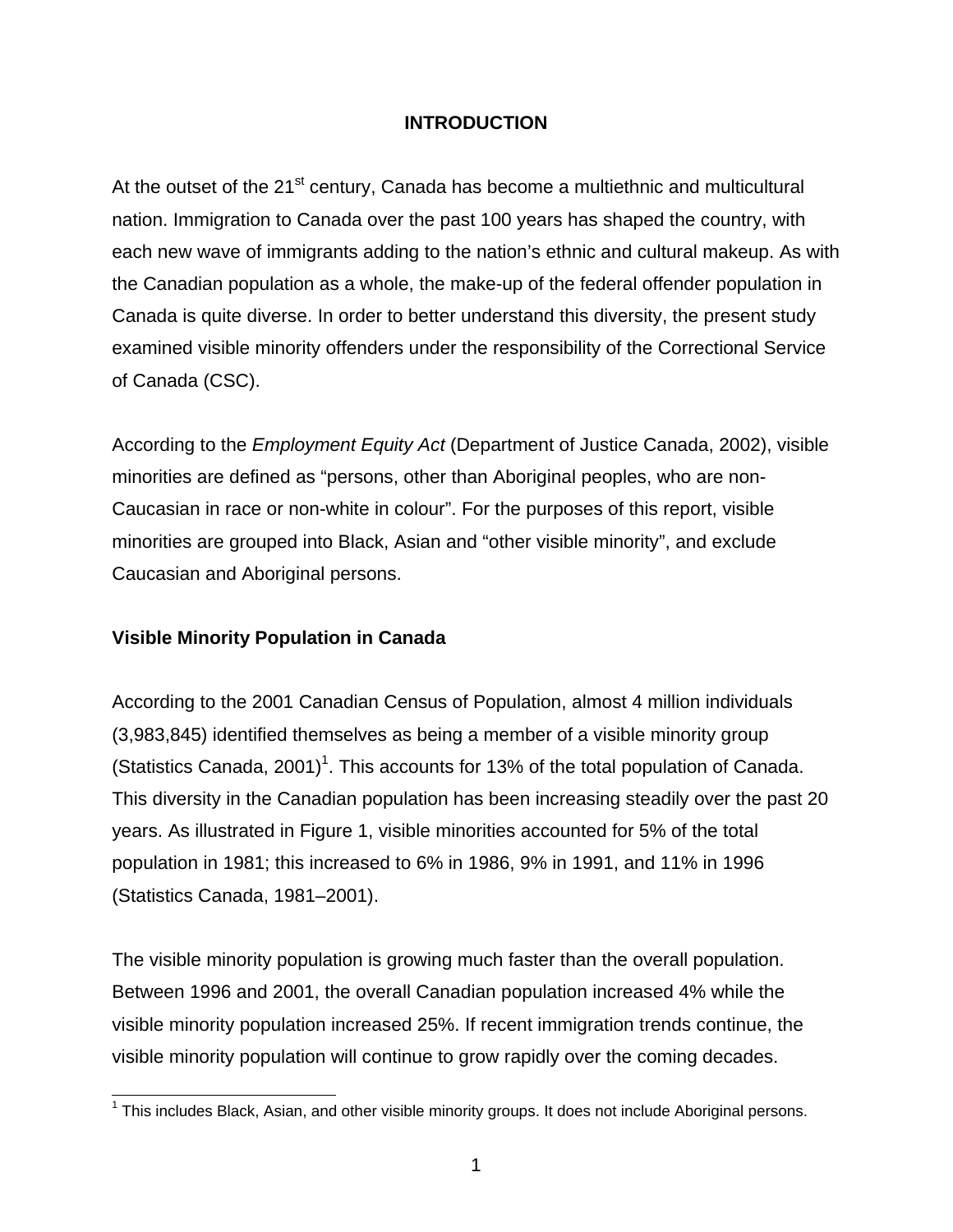# INTRODUCTION

At the outset of the 21st century, Canada has become a multiethnic and multicultural nation. Immigration to Canada over the past 100 years has shaped the country, with each new wave of immigrants adding to the nation's ethnic and cultural makeup. As with the Canadian population as a whole, the make-up of the federal offender population in Canada is quite diverse. In order to better understand this diversity, the present study examined visible minority offenders under the responsibility of the Correctional Service of Canada (CSC).

According to the *Employment Equity Act* (Department of Justice Canada, 2002), visible minorities are defined as "persons, other than Aboriginal peoples, who are non-Caucasian in race or non-white in colour". For the purposes of this report, visible minorities are grouped into Black, Asian and "other visible minority", and exclude Caucasian and Aboriginal persons.

## Visible Minority Population in Canada

According to the 2001 Canadian Census of Population, almost 4 million individuals (3,983,845) identified themselves as being a member of a visible minority group (Statistics Canada, 2001)[1]. This accounts for 13% of the total population of Canada. This diversity in the Canadian population has been increasing steadily over the past 20 years. As illustrated in Figure 1, visible minorities accounted for 5% of the total population in 1981; this increased to 6% in 1986, 9% in 1991, and 11% in 1996 (Statistics Canada, 1981–2001).

The visible minority population is growing much faster than the overall population. Between 1996 and 2001, the overall Canadian population increased 4% while the visible minority population increased 25%. If recent immigration trends continue, the visible minority population will continue to grow rapidly over the coming decades.

[1] This includes Black, Asian, and other visible minority groups. It does not include Aboriginal persons.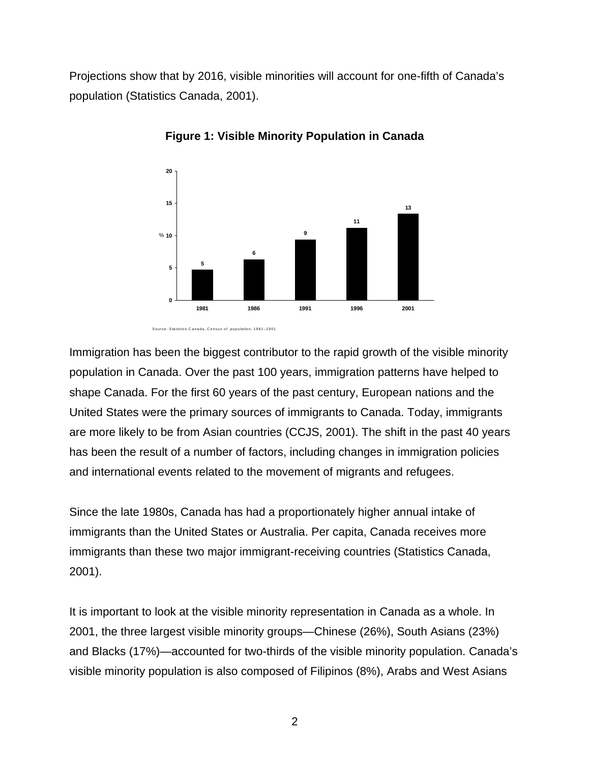Projections show that by 2016, visible minorities will account for one-fifth of Canada's population (Statistics Canada, 2001).

**Figure 1: Visible Minority Population in Canada**

| Year | % |
|---|---|
| 1981 | 5 |
| 1986 | 6 |
| 1991 | 9 |
| 1996 | 11 |
| 2001 | 13 |

Source: Statistics Canada, *Census of population*, 1981–2001.

Immigration has been the biggest contributor to the rapid growth of the visible minority population in Canada. Over the past 100 years, immigration patterns have helped to shape Canada. For the first 60 years of the past century, European nations and the United States were the primary sources of immigrants to Canada. Today, immigrants are more likely to be from Asian countries (CCJS, 2001). The shift in the past 40 years has been the result of a number of factors, including changes in immigration policies and international events related to the movement of migrants and refugees.

Since the late 1980s, Canada has had a proportionately higher annual intake of immigrants than the United States or Australia. Per capita, Canada receives more immigrants than these two major immigrant-receiving countries (Statistics Canada, 2001).

It is important to look at the visible minority representation in Canada as a whole. In 2001, the three largest visible minority groups—Chinese (26%), South Asians (23%) and Blacks (17%)—accounted for two-thirds of the visible minority population. Canada's visible minority population is also composed of Filipinos (8%), Arabs and West Asians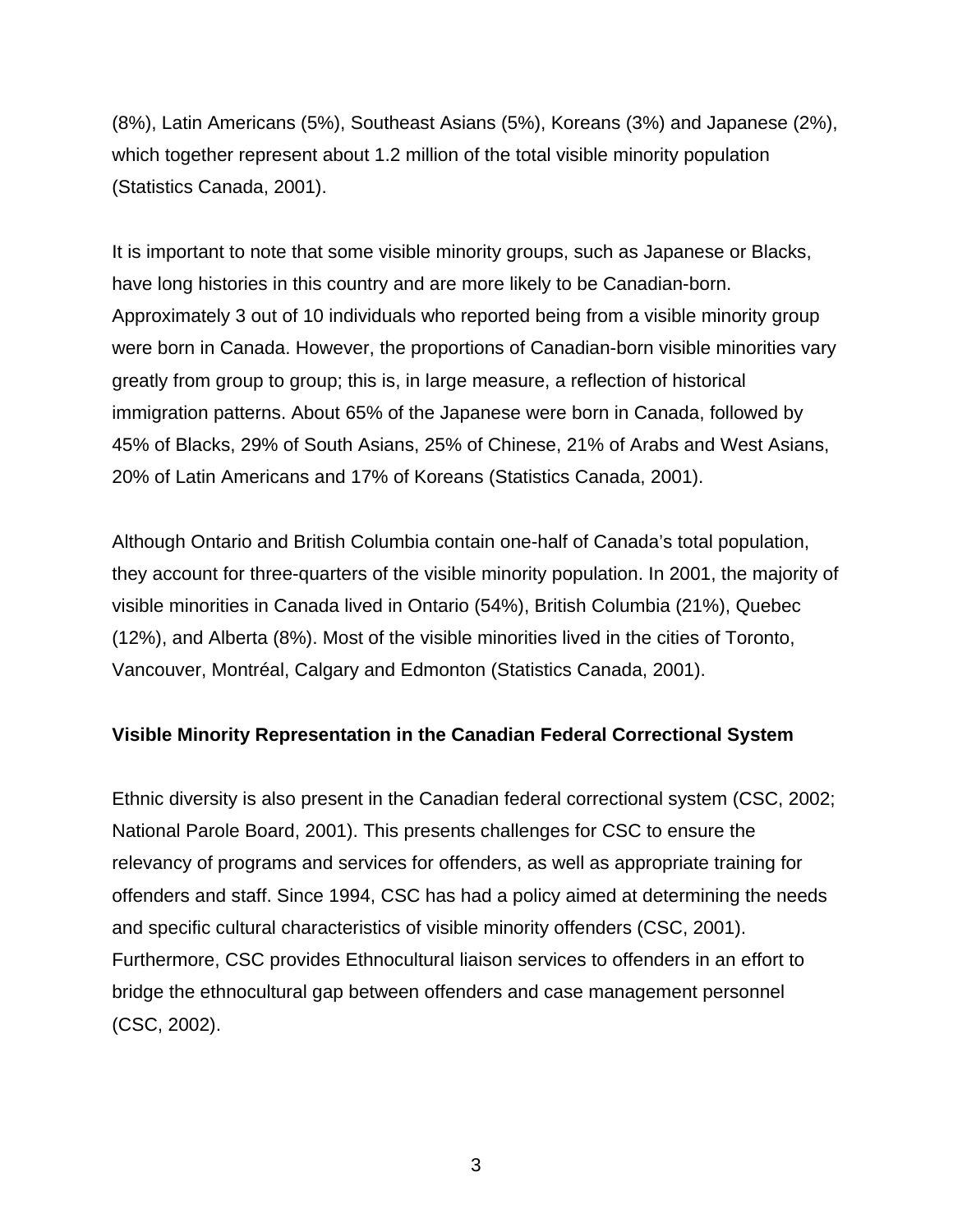(8%), Latin Americans (5%), Southeast Asians (5%), Koreans (3%) and Japanese (2%), which together represent about 1.2 million of the total visible minority population (Statistics Canada, 2001).

It is important to note that some visible minority groups, such as Japanese or Blacks, have long histories in this country and are more likely to be Canadian-born. Approximately 3 out of 10 individuals who reported being from a visible minority group were born in Canada. However, the proportions of Canadian-born visible minorities vary greatly from group to group; this is, in large measure, a reflection of historical immigration patterns. About 65% of the Japanese were born in Canada, followed by 45% of Blacks, 29% of South Asians, 25% of Chinese, 21% of Arabs and West Asians, 20% of Latin Americans and 17% of Koreans (Statistics Canada, 2001).

Although Ontario and British Columbia contain one-half of Canada's total population, they account for three-quarters of the visible minority population. In 2001, the majority of visible minorities in Canada lived in Ontario (54%), British Columbia (21%), Quebec (12%), and Alberta (8%). Most of the visible minorities lived in the cities of Toronto, Vancouver, Montréal, Calgary and Edmonton (Statistics Canada, 2001).

### Visible Minority Representation in the Canadian Federal Correctional System

Ethnic diversity is also present in the Canadian federal correctional system (CSC, 2002; National Parole Board, 2001). This presents challenges for CSC to ensure the relevancy of programs and services for offenders, as well as appropriate training for offenders and staff. Since 1994, CSC has had a policy aimed at determining the needs and specific cultural characteristics of visible minority offenders (CSC, 2001). Furthermore, CSC provides Ethnocultural liaison services to offenders in an effort to bridge the ethnocultural gap between offenders and case management personnel (CSC, 2002).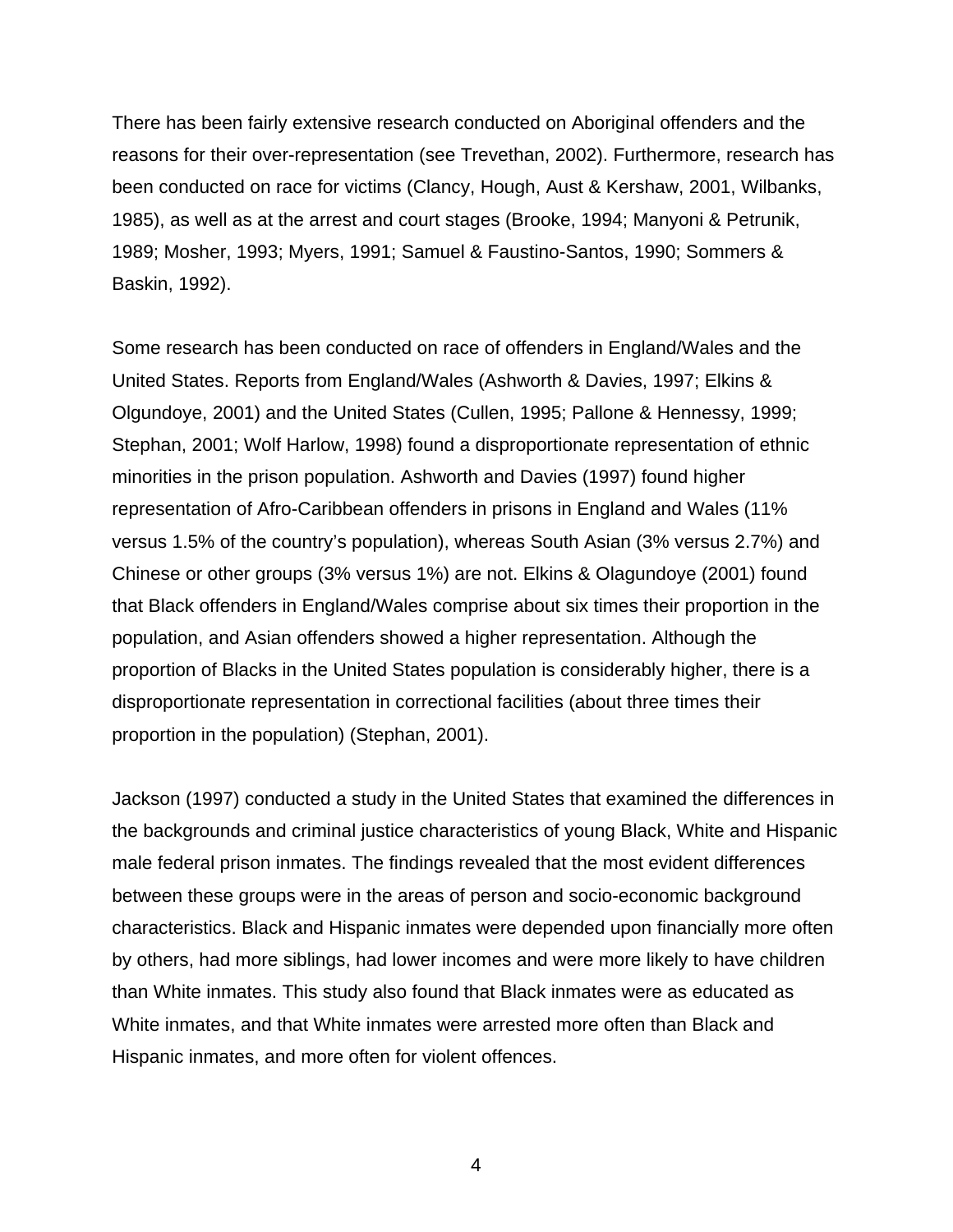There has been fairly extensive research conducted on Aboriginal offenders and the reasons for their over-representation (see Trevethan, 2002). Furthermore, research has been conducted on race for victims (Clancy, Hough, Aust & Kershaw, 2001, Wilbanks, 1985), as well as at the arrest and court stages (Brooke, 1994; Manyoni & Petrunik, 1989; Mosher, 1993; Myers, 1991; Samuel & Faustino-Santos, 1990; Sommers & Baskin, 1992).

Some research has been conducted on race of offenders in England/Wales and the United States. Reports from England/Wales (Ashworth & Davies, 1997; Elkins & Olgundoye, 2001) and the United States (Cullen, 1995; Pallone & Hennessy, 1999; Stephan, 2001; Wolf Harlow, 1998) found a disproportionate representation of ethnic minorities in the prison population. Ashworth and Davies (1997) found higher representation of Afro-Caribbean offenders in prisons in England and Wales (11% versus 1.5% of the country's population), whereas South Asian (3% versus 2.7%) and Chinese or other groups (3% versus 1%) are not. Elkins & Olagundoye (2001) found that Black offenders in England/Wales comprise about six times their proportion in the population, and Asian offenders showed a higher representation. Although the proportion of Blacks in the United States population is considerably higher, there is a disproportionate representation in correctional facilities (about three times their proportion in the population) (Stephan, 2001).

Jackson (1997) conducted a study in the United States that examined the differences in the backgrounds and criminal justice characteristics of young Black, White and Hispanic male federal prison inmates. The findings revealed that the most evident differences between these groups were in the areas of person and socio-economic background characteristics. Black and Hispanic inmates were depended upon financially more often by others, had more siblings, had lower incomes and were more likely to have children than White inmates. This study also found that Black inmates were as educated as White inmates, and that White inmates were arrested more often than Black and Hispanic inmates, and more often for violent offences.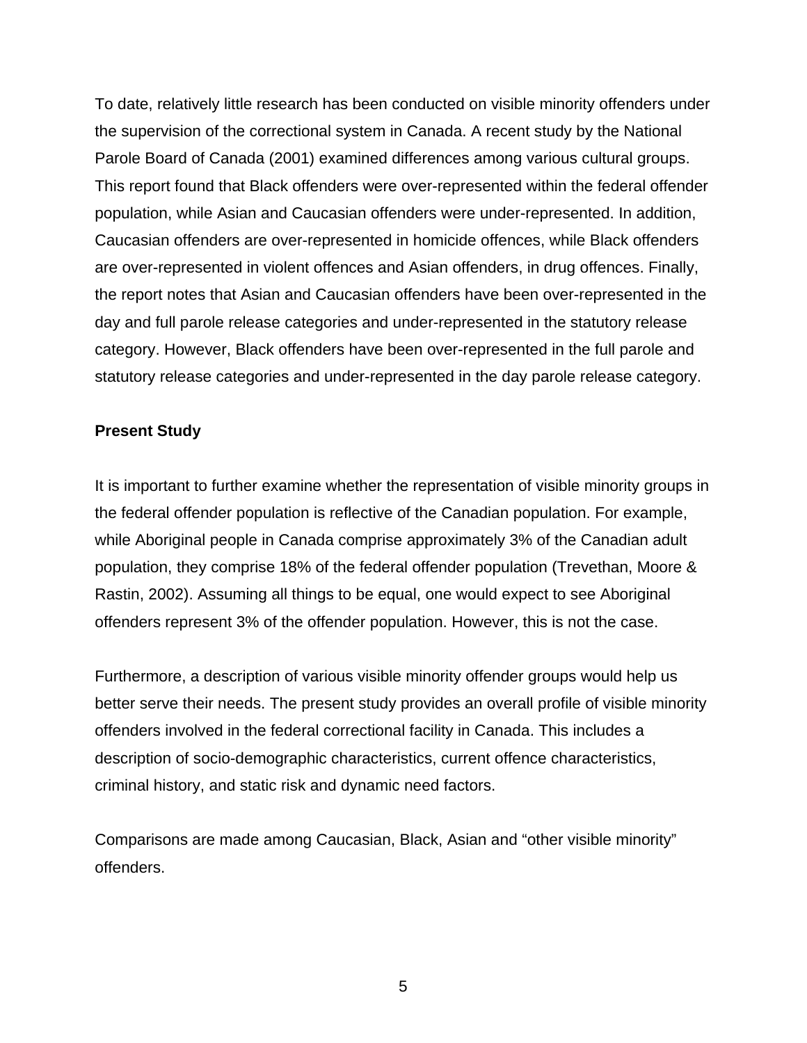To date, relatively little research has been conducted on visible minority offenders under the supervision of the correctional system in Canada. A recent study by the National Parole Board of Canada (2001) examined differences among various cultural groups. This report found that Black offenders were over-represented within the federal offender population, while Asian and Caucasian offenders were under-represented. In addition, Caucasian offenders are over-represented in homicide offences, while Black offenders are over-represented in violent offences and Asian offenders, in drug offences. Finally, the report notes that Asian and Caucasian offenders have been over-represented in the day and full parole release categories and under-represented in the statutory release category. However, Black offenders have been over-represented in the full parole and statutory release categories and under-represented in the day parole release category.

**Present Study**

It is important to further examine whether the representation of visible minority groups in the federal offender population is reflective of the Canadian population. For example, while Aboriginal people in Canada comprise approximately 3% of the Canadian adult population, they comprise 18% of the federal offender population (Trevethan, Moore & Rastin, 2002). Assuming all things to be equal, one would expect to see Aboriginal offenders represent 3% of the offender population. However, this is not the case.

Furthermore, a description of various visible minority offender groups would help us better serve their needs. The present study provides an overall profile of visible minority offenders involved in the federal correctional facility in Canada. This includes a description of socio-demographic characteristics, current offence characteristics, criminal history, and static risk and dynamic need factors.

Comparisons are made among Caucasian, Black, Asian and "other visible minority" offenders.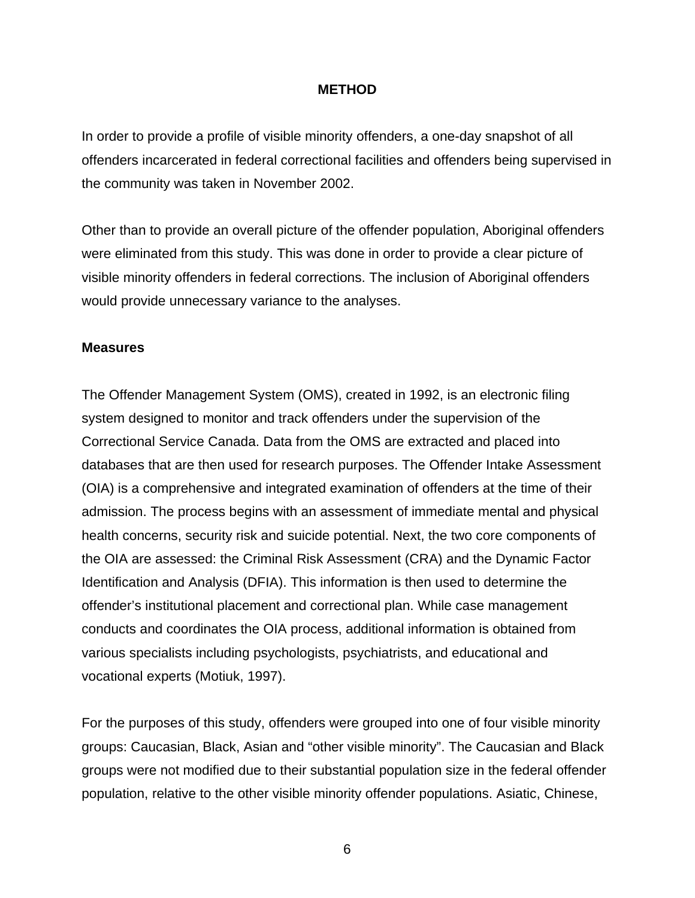# METHOD

In order to provide a profile of visible minority offenders, a one-day snapshot of all offenders incarcerated in federal correctional facilities and offenders being supervised in the community was taken in November 2002.

Other than to provide an overall picture of the offender population, Aboriginal offenders were eliminated from this study. This was done in order to provide a clear picture of visible minority offenders in federal corrections. The inclusion of Aboriginal offenders would provide unnecessary variance to the analyses.

## Measures

The Offender Management System (OMS), created in 1992, is an electronic filing system designed to monitor and track offenders under the supervision of the Correctional Service Canada. Data from the OMS are extracted and placed into databases that are then used for research purposes. The Offender Intake Assessment (OIA) is a comprehensive and integrated examination of offenders at the time of their admission. The process begins with an assessment of immediate mental and physical health concerns, security risk and suicide potential. Next, the two core components of the OIA are assessed: the Criminal Risk Assessment (CRA) and the Dynamic Factor Identification and Analysis (DFIA). This information is then used to determine the offender's institutional placement and correctional plan. While case management conducts and coordinates the OIA process, additional information is obtained from various specialists including psychologists, psychiatrists, and educational and vocational experts (Motiuk, 1997).

For the purposes of this study, offenders were grouped into one of four visible minority groups: Caucasian, Black, Asian and "other visible minority". The Caucasian and Black groups were not modified due to their substantial population size in the federal offender population, relative to the other visible minority offender populations. Asiatic, Chinese,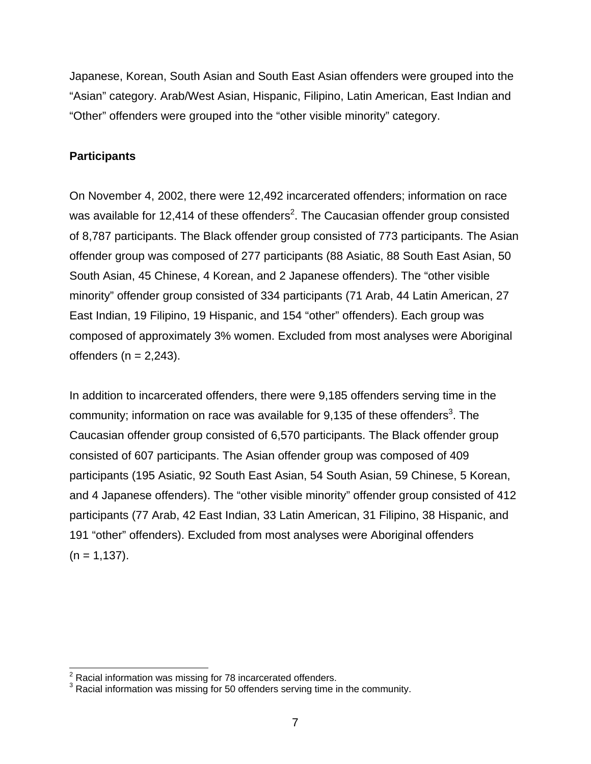Japanese, Korean, South Asian and South East Asian offenders were grouped into the "Asian" category. Arab/West Asian, Hispanic, Filipino, Latin American, East Indian and "Other" offenders were grouped into the "other visible minority" category.

**Participants**

On November 4, 2002, there were 12,492 incarcerated offenders; information on race was available for 12,414 of these offenders[2]. The Caucasian offender group consisted of 8,787 participants. The Black offender group consisted of 773 participants. The Asian offender group was composed of 277 participants (88 Asiatic, 88 South East Asian, 50 South Asian, 45 Chinese, 4 Korean, and 2 Japanese offenders). The "other visible minority" offender group consisted of 334 participants (71 Arab, 44 Latin American, 27 East Indian, 19 Filipino, 19 Hispanic, and 154 "other" offenders). Each group was composed of approximately 3% women. Excluded from most analyses were Aboriginal offenders (n = 2,243).

In addition to incarcerated offenders, there were 9,185 offenders serving time in the community; information on race was available for 9,135 of these offenders[3]. The Caucasian offender group consisted of 6,570 participants. The Black offender group consisted of 607 participants. The Asian offender group was composed of 409 participants (195 Asiatic, 92 South East Asian, 54 South Asian, 59 Chinese, 5 Korean, and 4 Japanese offenders). The "other visible minority" offender group consisted of 412 participants (77 Arab, 42 East Indian, 33 Latin American, 31 Filipino, 38 Hispanic, and 191 "other" offenders). Excluded from most analyses were Aboriginal offenders (n = 1,137).

[2] Racial information was missing for 78 incarcerated offenders.
[3] Racial information was missing for 50 offenders serving time in the community.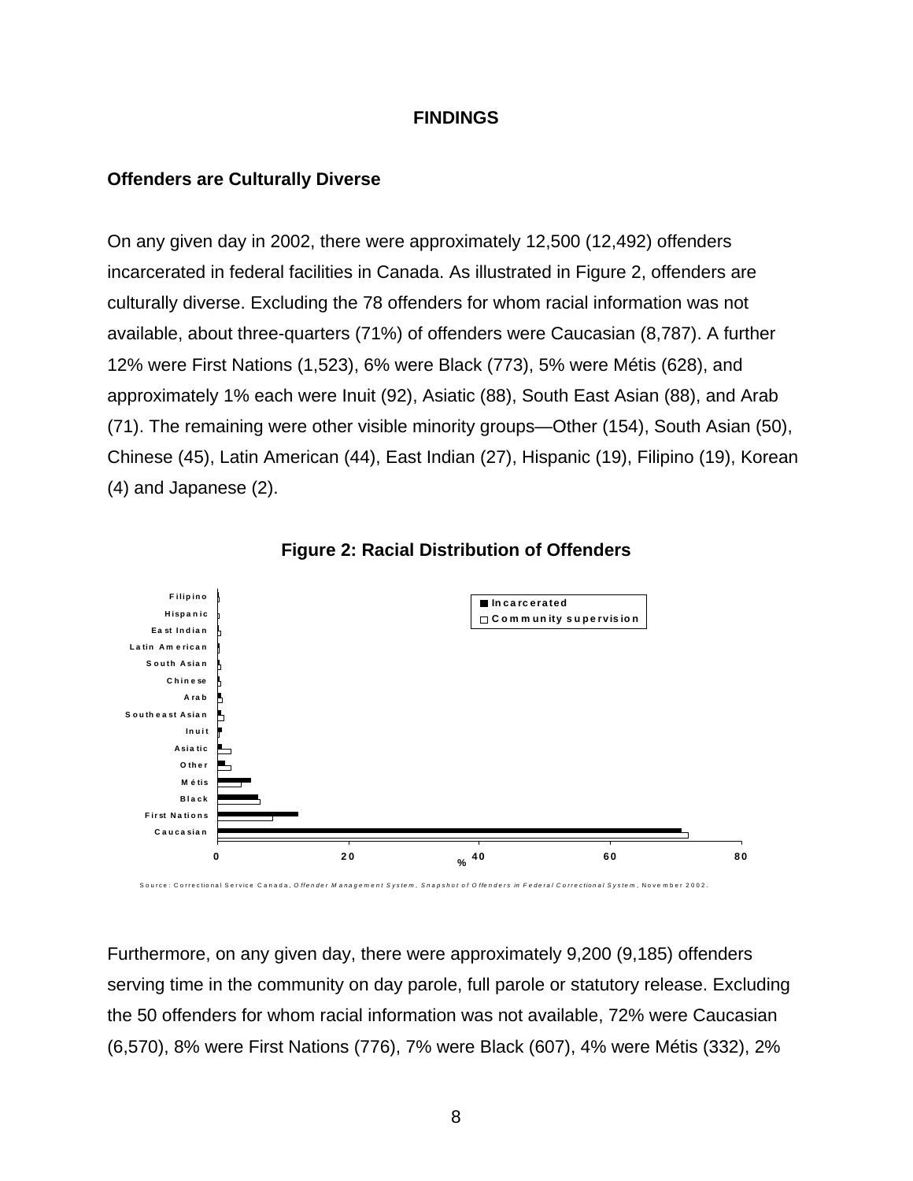## FINDINGS

### Offenders are Culturally Diverse

On any given day in 2002, there were approximately 12,500 (12,492) offenders incarcerated in federal facilities in Canada. As illustrated in Figure 2, offenders are culturally diverse. Excluding the 78 offenders for whom racial information was not available, about three-quarters (71%) of offenders were Caucasian (8,787). A further 12% were First Nations (1,523), 6% were Black (773), 5% were Métis (628), and approximately 1% each were Inuit (92), Asiatic (88), South East Asian (88), and Arab (71). The remaining were other visible minority groups—Other (154), South Asian (50), Chinese (45), Latin American (44), East Indian (27), Hispanic (19), Filipino (19), Korean (4) and Japanese (2).

**Figure 2: Racial Distribution of Offenders**

Source: Correctional Service Canada, *Offender Management System, Snapshot of Offenders in Federal Correctional System*, November 2002.

Furthermore, on any given day, there were approximately 9,200 (9,185) offenders serving time in the community on day parole, full parole or statutory release. Excluding the 50 offenders for whom racial information was not available, 72% were Caucasian (6,570), 8% were First Nations (776), 7% were Black (607), 4% were Métis (332), 2%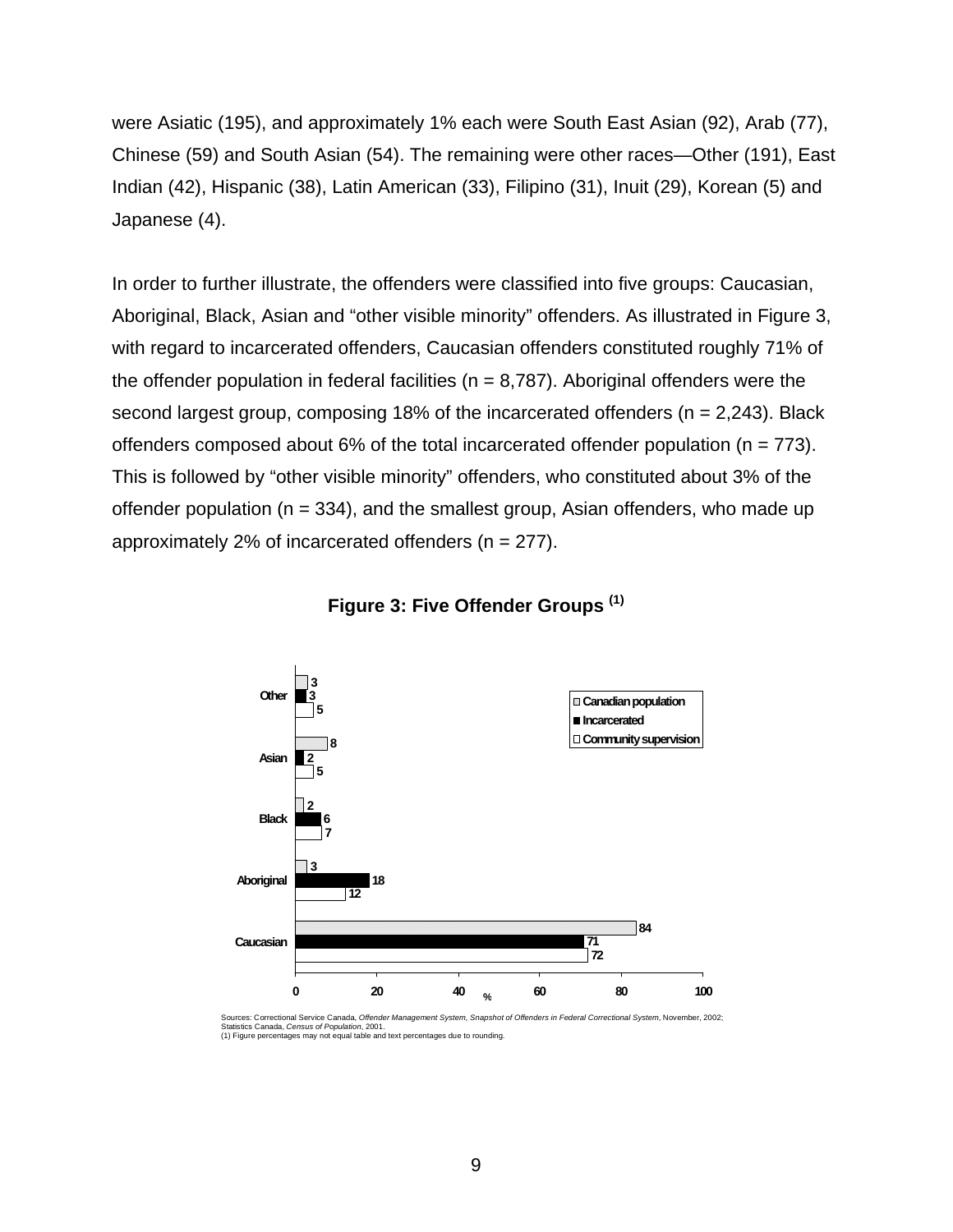were Asiatic (195), and approximately 1% each were South East Asian (92), Arab (77), Chinese (59) and South Asian (54). The remaining were other races—Other (191), East Indian (42), Hispanic (38), Latin American (33), Filipino (31), Inuit (29), Korean (5) and Japanese (4).

In order to further illustrate, the offenders were classified into five groups: Caucasian, Aboriginal, Black, Asian and “other visible minority” offenders. As illustrated in Figure 3, with regard to incarcerated offenders, Caucasian offenders constituted roughly 71% of the offender population in federal facilities (n = 8,787). Aboriginal offenders were the second largest group, composing 18% of the incarcerated offenders (n = 2,243). Black offenders composed about 6% of the total incarcerated offender population (n = 773). This is followed by “other visible minority” offenders, who constituted about 3% of the offender population (n = 334), and the smallest group, Asian offenders, who made up approximately 2% of incarcerated offenders (n = 277).

**Figure 3: Five Offender Groups (1)**

| | Canadian population | Incarcerated | Community supervision |
|---|---|---|---|
| Other | 3 | 3 | 5 |
| Asian | 8 | 2 | 5 |
| Black | 2 | 6 | 7 |
| Aboriginal | 3 | 18 | 12 |
| Caucasian | 84 | 71 | 72 |

Sources: Correctional Service Canada, *Offender Management System, Snapshot of Offenders in Federal Correctional System*, November, 2002; Statistics Canada, *Census of Population*, 2001.
(1) Figure percentages may not equal table and text percentages due to rounding.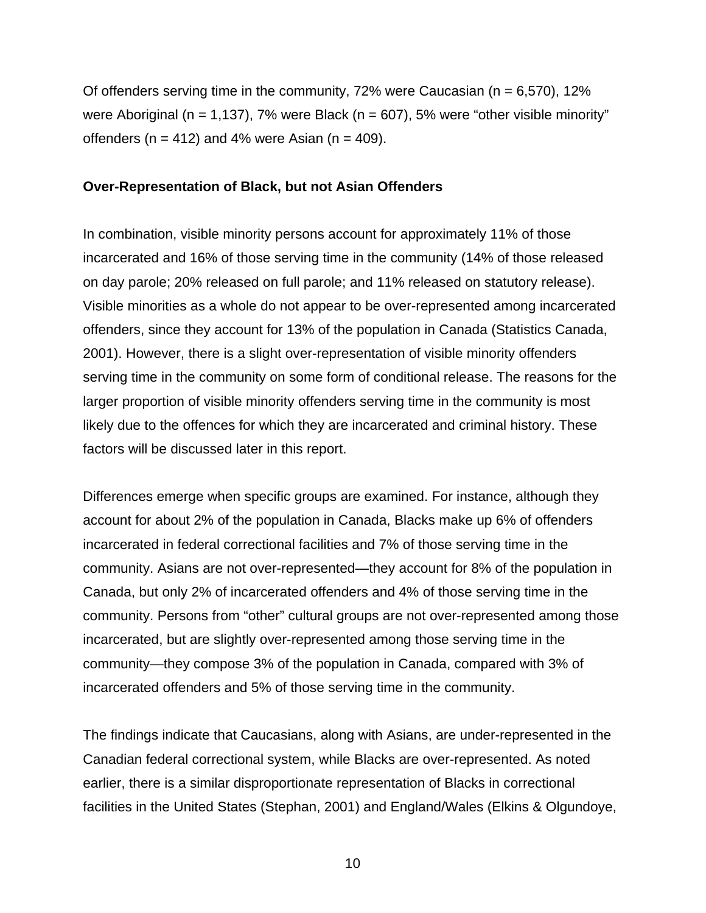Of offenders serving time in the community, 72% were Caucasian (n = 6,570), 12% were Aboriginal (n = 1,137), 7% were Black (n = 607), 5% were "other visible minority" offenders (n = 412) and 4% were Asian (n = 409).

**Over-Representation of Black, but not Asian Offenders**

In combination, visible minority persons account for approximately 11% of those incarcerated and 16% of those serving time in the community (14% of those released on day parole; 20% released on full parole; and 11% released on statutory release). Visible minorities as a whole do not appear to be over-represented among incarcerated offenders, since they account for 13% of the population in Canada (Statistics Canada, 2001). However, there is a slight over-representation of visible minority offenders serving time in the community on some form of conditional release. The reasons for the larger proportion of visible minority offenders serving time in the community is most likely due to the offences for which they are incarcerated and criminal history. These factors will be discussed later in this report.

Differences emerge when specific groups are examined. For instance, although they account for about 2% of the population in Canada, Blacks make up 6% of offenders incarcerated in federal correctional facilities and 7% of those serving time in the community. Asians are not over-represented—they account for 8% of the population in Canada, but only 2% of incarcerated offenders and 4% of those serving time in the community. Persons from "other" cultural groups are not over-represented among those incarcerated, but are slightly over-represented among those serving time in the community—they compose 3% of the population in Canada, compared with 3% of incarcerated offenders and 5% of those serving time in the community.

The findings indicate that Caucasians, along with Asians, are under-represented in the Canadian federal correctional system, while Blacks are over-represented. As noted earlier, there is a similar disproportionate representation of Blacks in correctional facilities in the United States (Stephan, 2001) and England/Wales (Elkins & Olgundoye,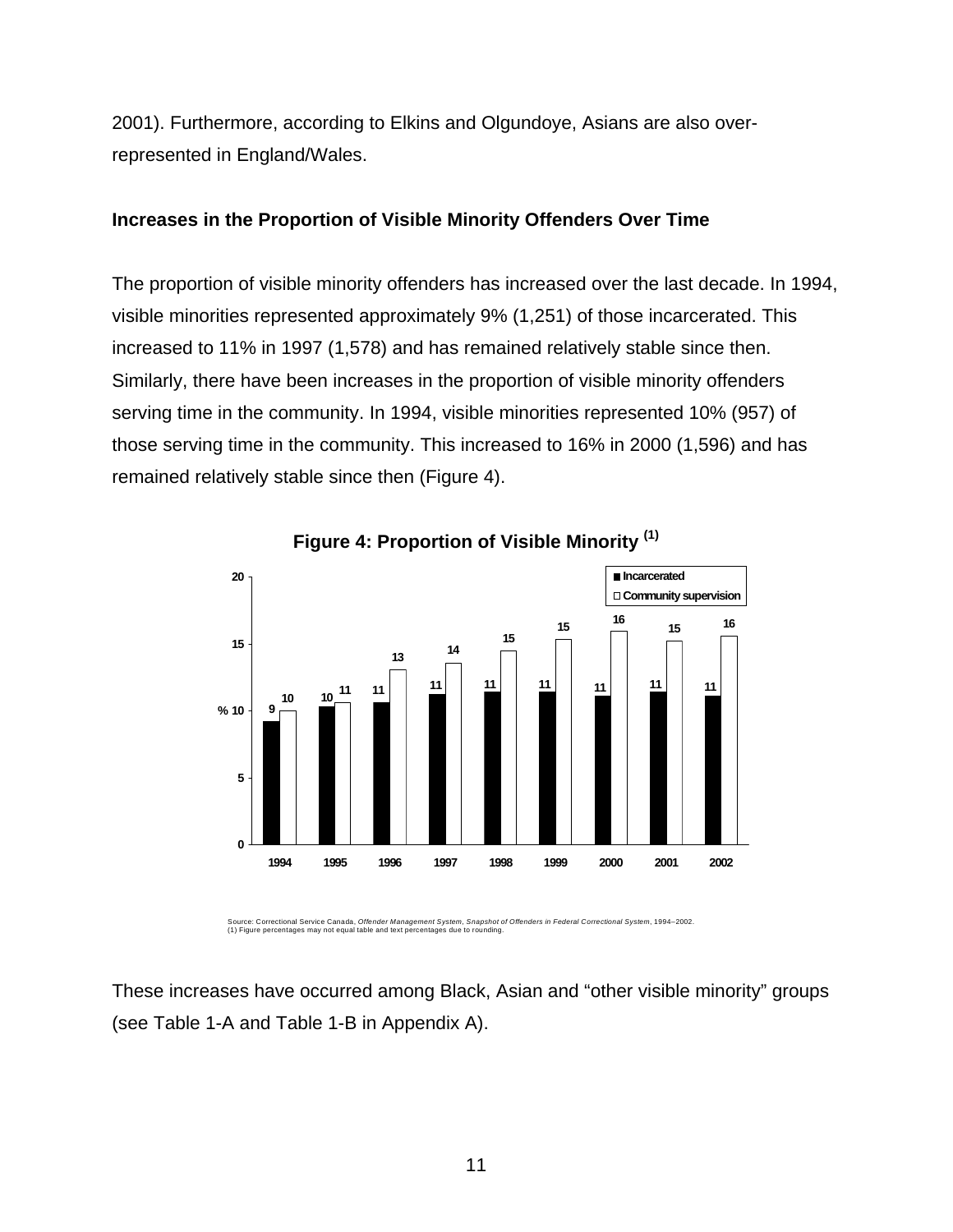2001). Furthermore, according to Elkins and Olgundoye, Asians are also over-represented in England/Wales.

**Increases in the Proportion of Visible Minority Offenders Over Time**

The proportion of visible minority offenders has increased over the last decade. In 1994, visible minorities represented approximately 9% (1,251) of those incarcerated. This increased to 11% in 1997 (1,578) and has remained relatively stable since then. Similarly, there have been increases in the proportion of visible minority offenders serving time in the community. In 1994, visible minorities represented 10% (957) of those serving time in the community. This increased to 16% in 2000 (1,596) and has remained relatively stable since then (Figure 4).

**Figure 4: Proportion of Visible Minority (1)**

| Year | Incarcerated (%) | Community supervision (%) |
|---|---|---|
| 1994 | 9 | 10 |
| 1995 | 10 | 11 |
| 1996 | 11 | 13 |
| 1997 | 11 | 14 |
| 1998 | 11 | 15 |
| 1999 | 11 | 15 |
| 2000 | 11 | 16 |
| 2001 | 11 | 15 |
| 2002 | 11 | 16 |

Source: Correctional Service Canada, *Offender Management System*, *Snapshot of Offenders in Federal Correctional System*, 1994–2002.
(1) Figure percentages may not equal table and text percentages due to rounding.

These increases have occurred among Black, Asian and "other visible minority" groups (see Table 1-A and Table 1-B in Appendix A).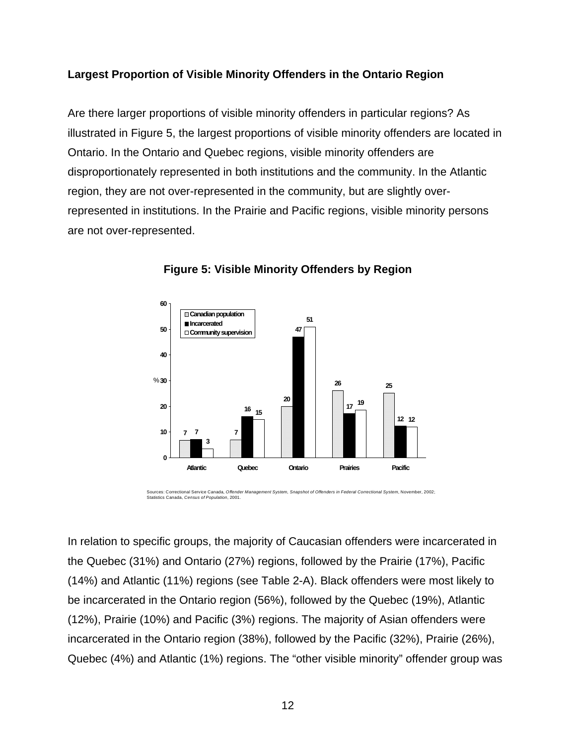### Largest Proportion of Visible Minority Offenders in the Ontario Region

Are there larger proportions of visible minority offenders in particular regions? As illustrated in Figure 5, the largest proportions of visible minority offenders are located in Ontario. In the Ontario and Quebec regions, visible minority offenders are disproportionately represented in both institutions and the community. In the Atlantic region, they are not over-represented in the community, but are slightly over-represented in institutions. In the Prairie and Pacific regions, visible minority persons are not over-represented.

**Figure 5: Visible Minority Offenders by Region**

| Region | Canadian population (%) | Incarcerated (%) | Community supervision (%) |
|---|---|---|---|
| Atlantic | 7 | 7 | 3 |
| Quebec | 7 | 16 | 15 |
| Ontario | 20 | 47 | 51 |
| Prairies | 26 | 17 | 19 |
| Pacific | 25 | 12 | 12 |

Sources: Correctional Service Canada, *Offender Management System, Snapshot of Offenders in Federal Correctional System*, November, 2002; Statistics Canada, *Census of Population*, 2001.

In relation to specific groups, the majority of Caucasian offenders were incarcerated in the Quebec (31%) and Ontario (27%) regions, followed by the Prairie (17%), Pacific (14%) and Atlantic (11%) regions (see Table 2-A). Black offenders were most likely to be incarcerated in the Ontario region (56%), followed by the Quebec (19%), Atlantic (12%), Prairie (10%) and Pacific (3%) regions. The majority of Asian offenders were incarcerated in the Ontario region (38%), followed by the Pacific (32%), Prairie (26%), Quebec (4%) and Atlantic (1%) regions. The "other visible minority" offender group was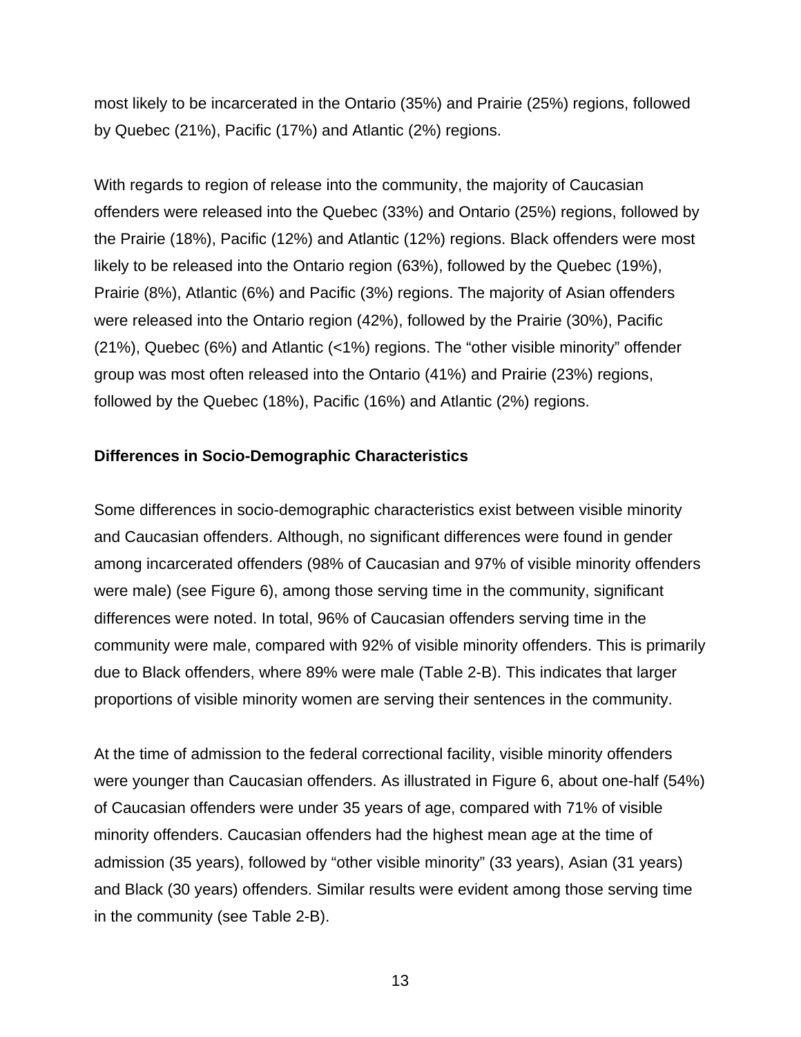most likely to be incarcerated in the Ontario (35%) and Prairie (25%) regions, followed by Quebec (21%), Pacific (17%) and Atlantic (2%) regions.

With regards to region of release into the community, the majority of Caucasian offenders were released into the Quebec (33%) and Ontario (25%) regions, followed by the Prairie (18%), Pacific (12%) and Atlantic (12%) regions. Black offenders were most likely to be released into the Ontario region (63%), followed by the Quebec (19%), Prairie (8%), Atlantic (6%) and Pacific (3%) regions. The majority of Asian offenders were released into the Ontario region (42%), followed by the Prairie (30%), Pacific (21%), Quebec (6%) and Atlantic (<1%) regions. The “other visible minority” offender group was most often released into the Ontario (41%) and Prairie (23%) regions, followed by the Quebec (18%), Pacific (16%) and Atlantic (2%) regions.

**Differences in Socio-Demographic Characteristics**

Some differences in socio-demographic characteristics exist between visible minority and Caucasian offenders. Although, no significant differences were found in gender among incarcerated offenders (98% of Caucasian and 97% of visible minority offenders were male) (see Figure 6), among those serving time in the community, significant differences were noted. In total, 96% of Caucasian offenders serving time in the community were male, compared with 92% of visible minority offenders. This is primarily due to Black offenders, where 89% were male (Table 2-B). This indicates that larger proportions of visible minority women are serving their sentences in the community.

At the time of admission to the federal correctional facility, visible minority offenders were younger than Caucasian offenders. As illustrated in Figure 6, about one-half (54%) of Caucasian offenders were under 35 years of age, compared with 71% of visible minority offenders. Caucasian offenders had the highest mean age at the time of admission (35 years), followed by “other visible minority” (33 years), Asian (31 years) and Black (30 years) offenders. Similar results were evident among those serving time in the community (see Table 2-B).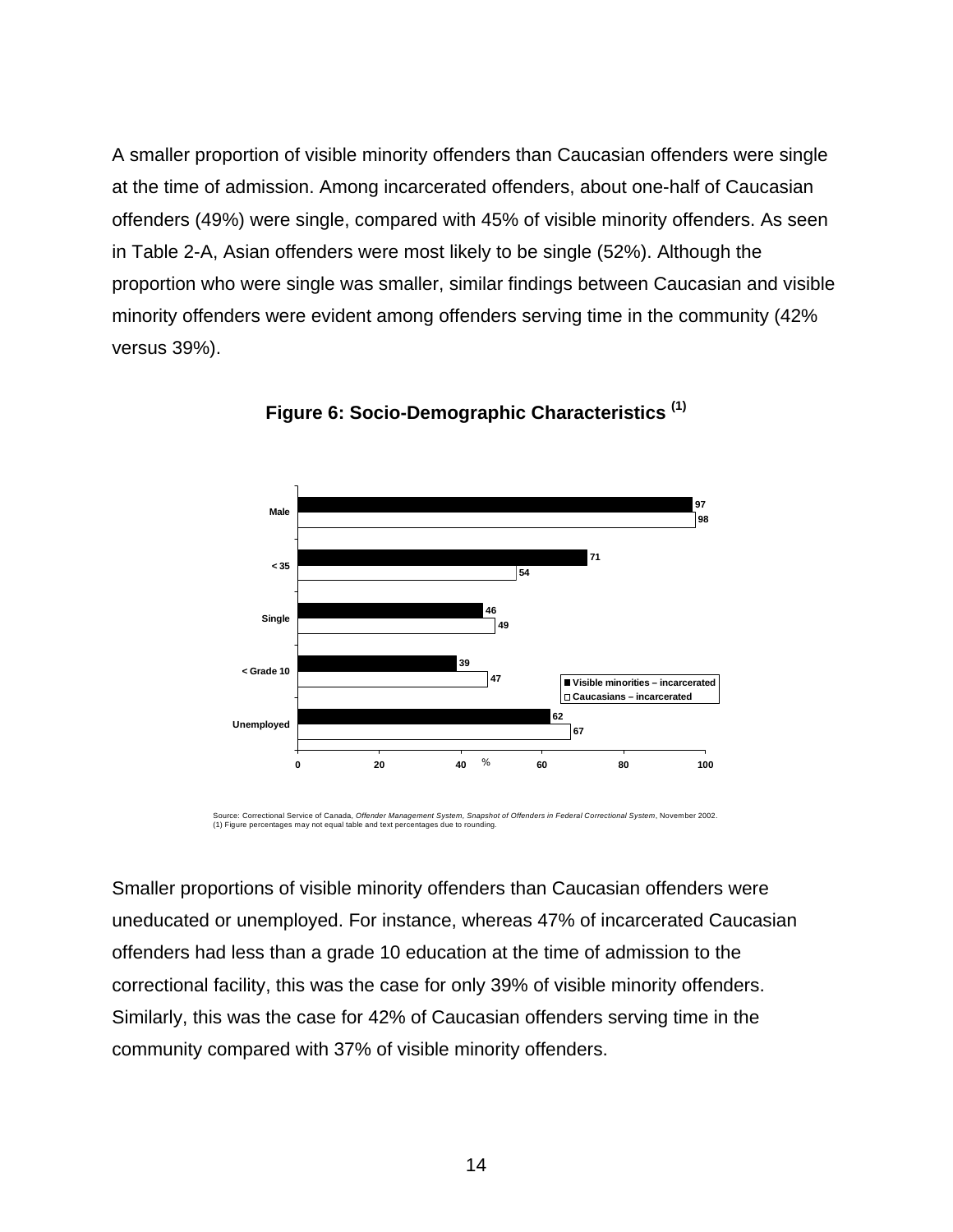A smaller proportion of visible minority offenders than Caucasian offenders were single at the time of admission. Among incarcerated offenders, about one-half of Caucasian offenders (49%) were single, compared with 45% of visible minority offenders. As seen in Table 2-A, Asian offenders were most likely to be single (52%). Although the proportion who were single was smaller, similar findings between Caucasian and visible minority offenders were evident among offenders serving time in the community (42% versus 39%).

**Figure 6: Socio-Demographic Characteristics (1)**

| | Visible minorities – incarcerated (%) | Caucasians – incarcerated (%) |
|---|---|---|
| Male | 97 | 98 |
| < 35 | 71 | 54 |
| Single | 46 | 49 |
| < Grade 10 | 39 | 47 |
| Unemployed | 62 | 67 |

Source: Correctional Service of Canada, *Offender Management System, Snapshot of Offenders in Federal Correctional System*, November 2002.
(1) Figure percentages may not equal table and text percentages due to rounding.

Smaller proportions of visible minority offenders than Caucasian offenders were uneducated or unemployed. For instance, whereas 47% of incarcerated Caucasian offenders had less than a grade 10 education at the time of admission to the correctional facility, this was the case for only 39% of visible minority offenders. Similarly, this was the case for 42% of Caucasian offenders serving time in the community compared with 37% of visible minority offenders.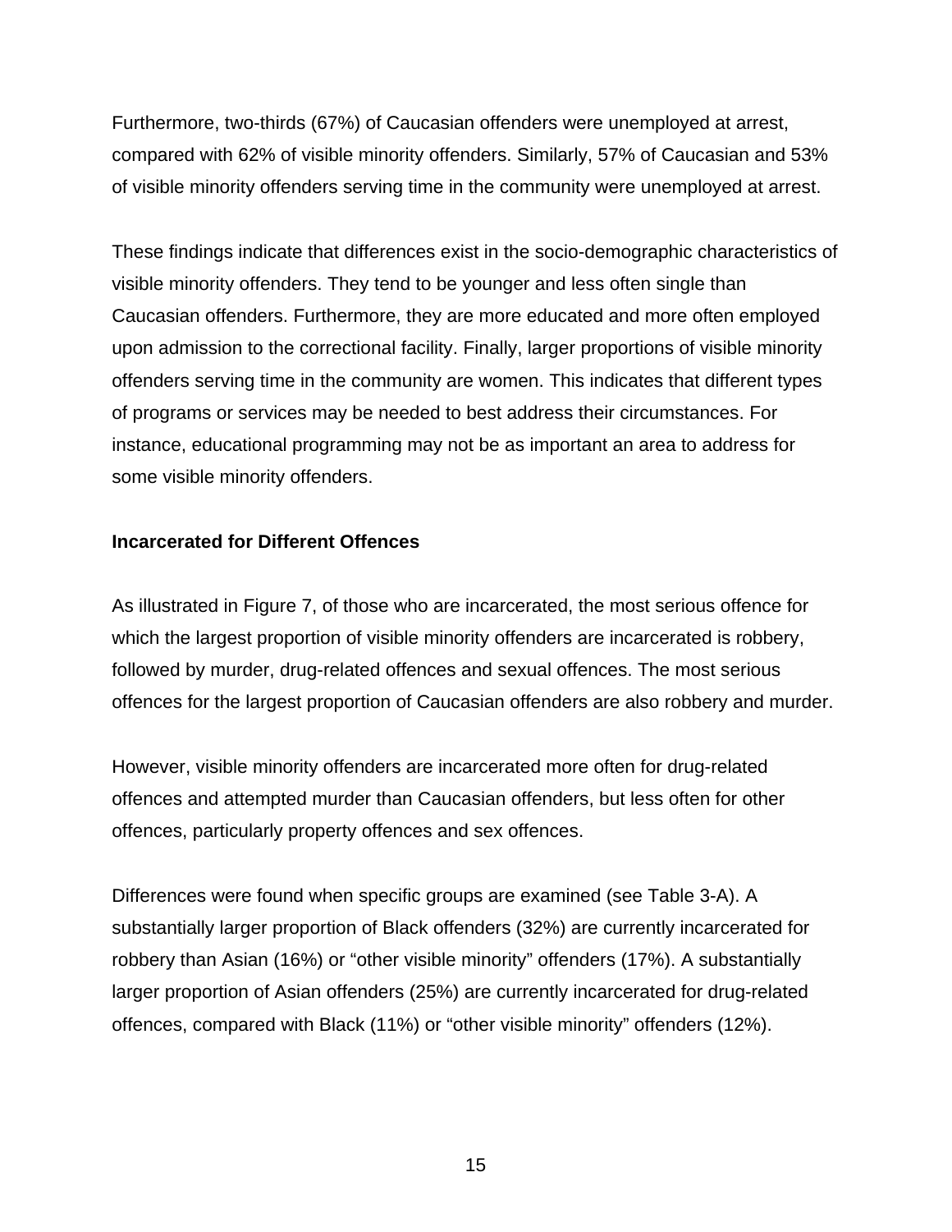Furthermore, two-thirds (67%) of Caucasian offenders were unemployed at arrest, compared with 62% of visible minority offenders. Similarly, 57% of Caucasian and 53% of visible minority offenders serving time in the community were unemployed at arrest.

These findings indicate that differences exist in the socio-demographic characteristics of visible minority offenders. They tend to be younger and less often single than Caucasian offenders. Furthermore, they are more educated and more often employed upon admission to the correctional facility. Finally, larger proportions of visible minority offenders serving time in the community are women. This indicates that different types of programs or services may be needed to best address their circumstances. For instance, educational programming may not be as important an area to address for some visible minority offenders.

**Incarcerated for Different Offences**

As illustrated in Figure 7, of those who are incarcerated, the most serious offence for which the largest proportion of visible minority offenders are incarcerated is robbery, followed by murder, drug-related offences and sexual offences. The most serious offences for the largest proportion of Caucasian offenders are also robbery and murder.

However, visible minority offenders are incarcerated more often for drug-related offences and attempted murder than Caucasian offenders, but less often for other offences, particularly property offences and sex offences.

Differences were found when specific groups are examined (see Table 3-A). A substantially larger proportion of Black offenders (32%) are currently incarcerated for robbery than Asian (16%) or "other visible minority" offenders (17%). A substantially larger proportion of Asian offenders (25%) are currently incarcerated for drug-related offences, compared with Black (11%) or "other visible minority" offenders (12%).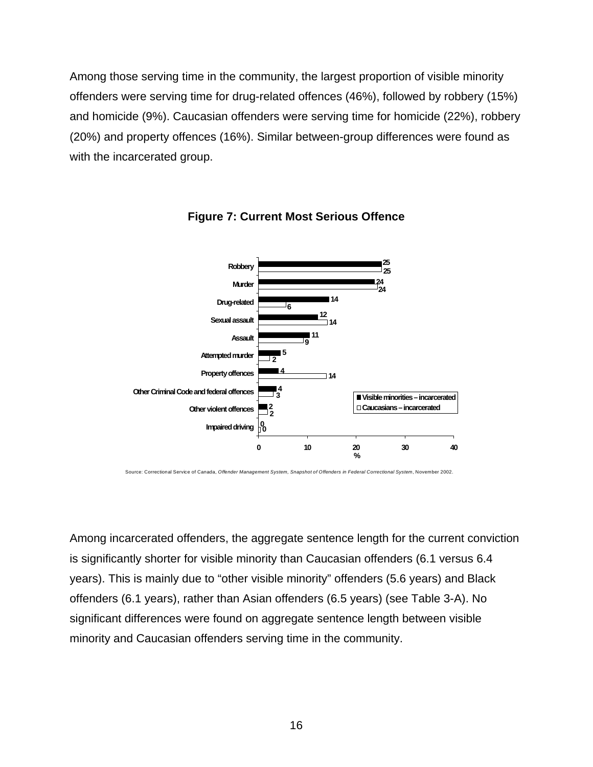Among those serving time in the community, the largest proportion of visible minority offenders were serving time for drug-related offences (46%), followed by robbery (15%) and homicide (9%). Caucasian offenders were serving time for homicide (22%), robbery (20%) and property offences (16%). Similar between-group differences were found as with the incarcerated group.

**Figure 7: Current Most Serious Offence**

| Offence | Visible minorities – incarcerated (%) | Caucasians – incarcerated (%) |
|---|---|---|
| Robbery | 25 | 25 |
| Murder | 24 | 24 |
| Drug-related | 14 | 6 |
| Sexual assault | 12 | 14 |
| Assault | 11 | 9 |
| Attempted murder | 5 | 2 |
| Property offences | 4 | 14 |
| Other Criminal Code and federal offences | 4 | 3 |
| Other violent offences | 2 | 2 |
| Impaired driving | 0 | 0 |

Source: Correctional Service of Canada, *Offender Management System, Snapshot of Offenders in Federal Correctional System*, November 2002.

Among incarcerated offenders, the aggregate sentence length for the current conviction is significantly shorter for visible minority than Caucasian offenders (6.1 versus 6.4 years). This is mainly due to "other visible minority" offenders (5.6 years) and Black offenders (6.1 years), rather than Asian offenders (6.5 years) (see Table 3-A). No significant differences were found on aggregate sentence length between visible minority and Caucasian offenders serving time in the community.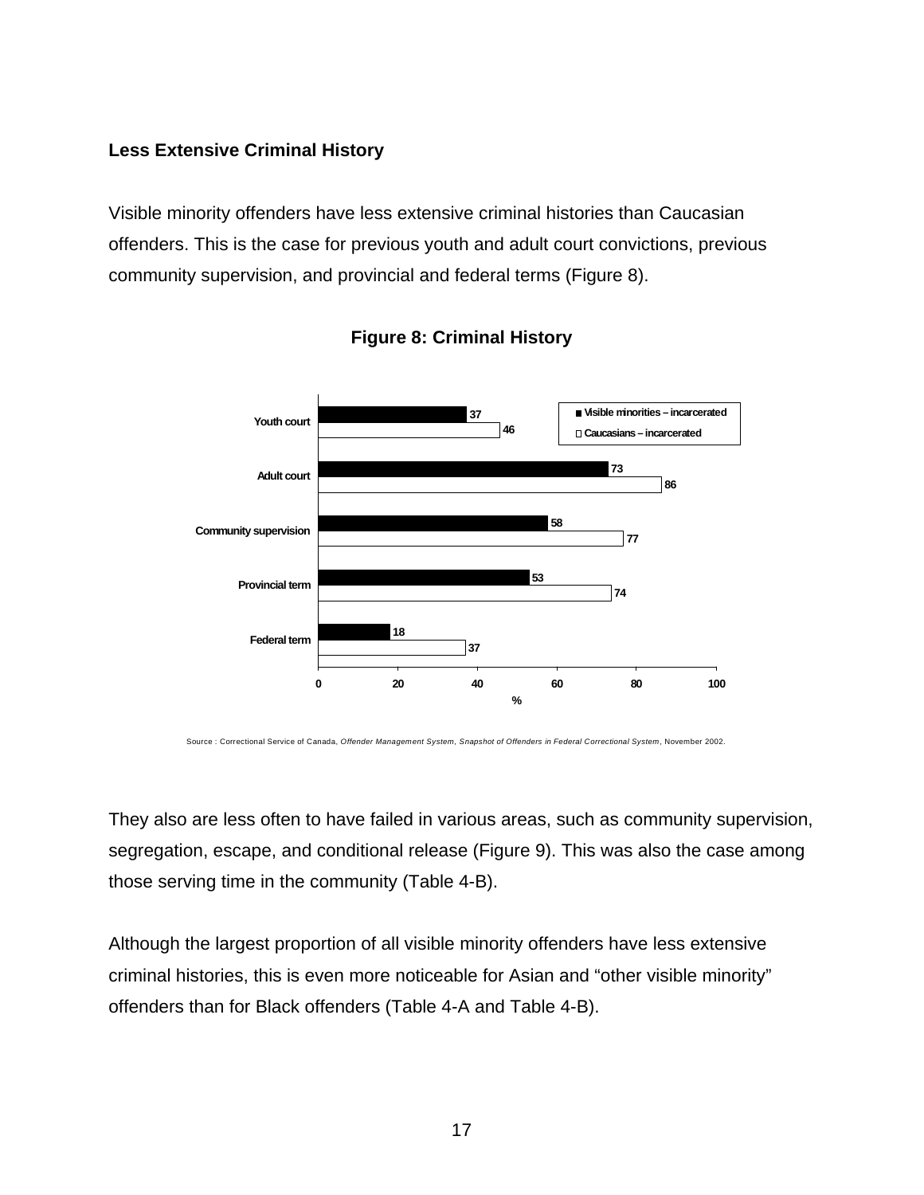### Less Extensive Criminal History

Visible minority offenders have less extensive criminal histories than Caucasian offenders. This is the case for previous youth and adult court convictions, previous community supervision, and provincial and federal terms (Figure 8).

**Figure 8: Criminal History**

| | Visible minorities – incarcerated | Caucasians – incarcerated |
|---|---|---|
| Youth court | 37 | 46 |
| Adult court | 73 | 86 |
| Community supervision | 58 | 77 |
| Provincial term | 53 | 74 |
| Federal term | 18 | 37 |

Source : Correctional Service of Canada, *Offender Management System, Snapshot of Offenders in Federal Correctional System*, November 2002.

They also are less often to have failed in various areas, such as community supervision, segregation, escape, and conditional release (Figure 9). This was also the case among those serving time in the community (Table 4-B).

Although the largest proportion of all visible minority offenders have less extensive criminal histories, this is even more noticeable for Asian and "other visible minority" offenders than for Black offenders (Table 4-A and Table 4-B).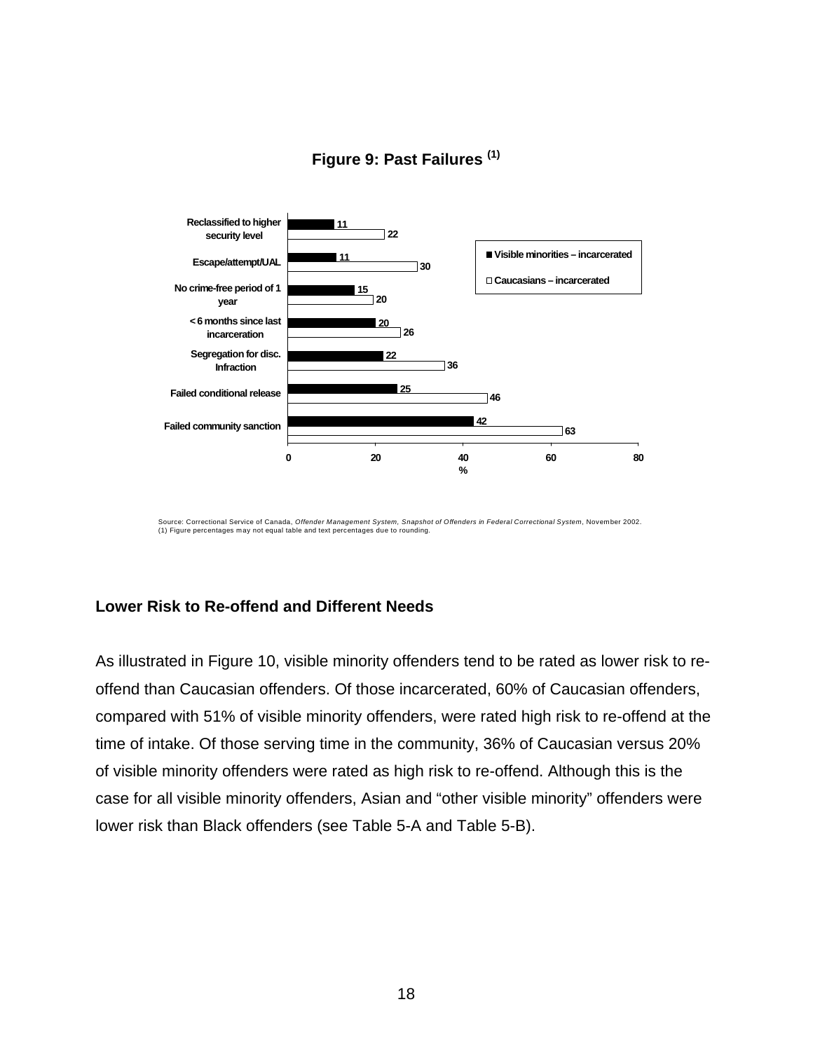**Figure 9: Past Failures (1)**

| | Visible minorities – incarcerated | Caucasians – incarcerated |
|---|---|---|
| Reclassified to higher security level | 11 | 22 |
| Escape/attempt/UAL | 11 | 30 |
| No crime-free period of 1 year | 15 | 20 |
| < 6 months since last incarceration | 20 | 26 |
| Segregation for disc. Infraction | 22 | 36 |
| Failed conditional release | 25 | 46 |
| Failed community sanction | 42 | 63 |

Source: Correctional Service of Canada, *Offender Management System, Snapshot of Offenders in Federal Correctional System*, November 2002.
(1) Figure percentages may not equal table and text percentages due to rounding.

### Lower Risk to Re-offend and Different Needs

As illustrated in Figure 10, visible minority offenders tend to be rated as lower risk to re-offend than Caucasian offenders. Of those incarcerated, 60% of Caucasian offenders, compared with 51% of visible minority offenders, were rated high risk to re-offend at the time of intake. Of those serving time in the community, 36% of Caucasian versus 20% of visible minority offenders were rated as high risk to re-offend. Although this is the case for all visible minority offenders, Asian and "other visible minority" offenders were lower risk than Black offenders (see Table 5-A and Table 5-B).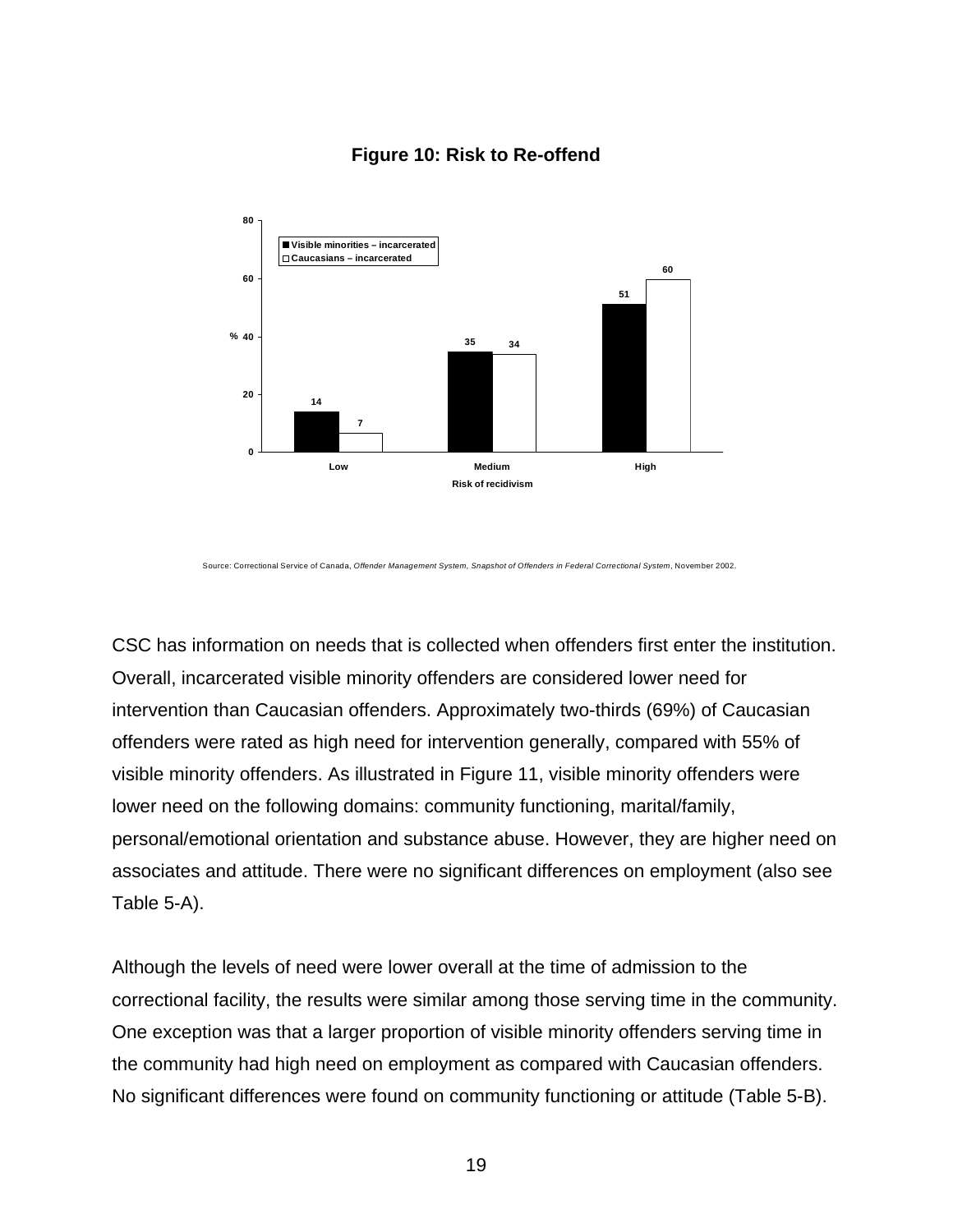**Figure 10: Risk to Re-offend**

| Risk of recidivism | Visible minorities – incarcerated (%) | Caucasians – incarcerated (%) |
|---|---|---|
| Low | 14 | 7 |
| Medium | 35 | 34 |
| High | 51 | 60 |

Source: Correctional Service of Canada, *Offender Management System, Snapshot of Offenders in Federal Correctional System*, November 2002.

CSC has information on needs that is collected when offenders first enter the institution. Overall, incarcerated visible minority offenders are considered lower need for intervention than Caucasian offenders. Approximately two-thirds (69%) of Caucasian offenders were rated as high need for intervention generally, compared with 55% of visible minority offenders. As illustrated in Figure 11, visible minority offenders were lower need on the following domains: community functioning, marital/family, personal/emotional orientation and substance abuse. However, they are higher need on associates and attitude. There were no significant differences on employment (also see Table 5-A).

Although the levels of need were lower overall at the time of admission to the correctional facility, the results were similar among those serving time in the community. One exception was that a larger proportion of visible minority offenders serving time in the community had high need on employment as compared with Caucasian offenders. No significant differences were found on community functioning or attitude (Table 5-B).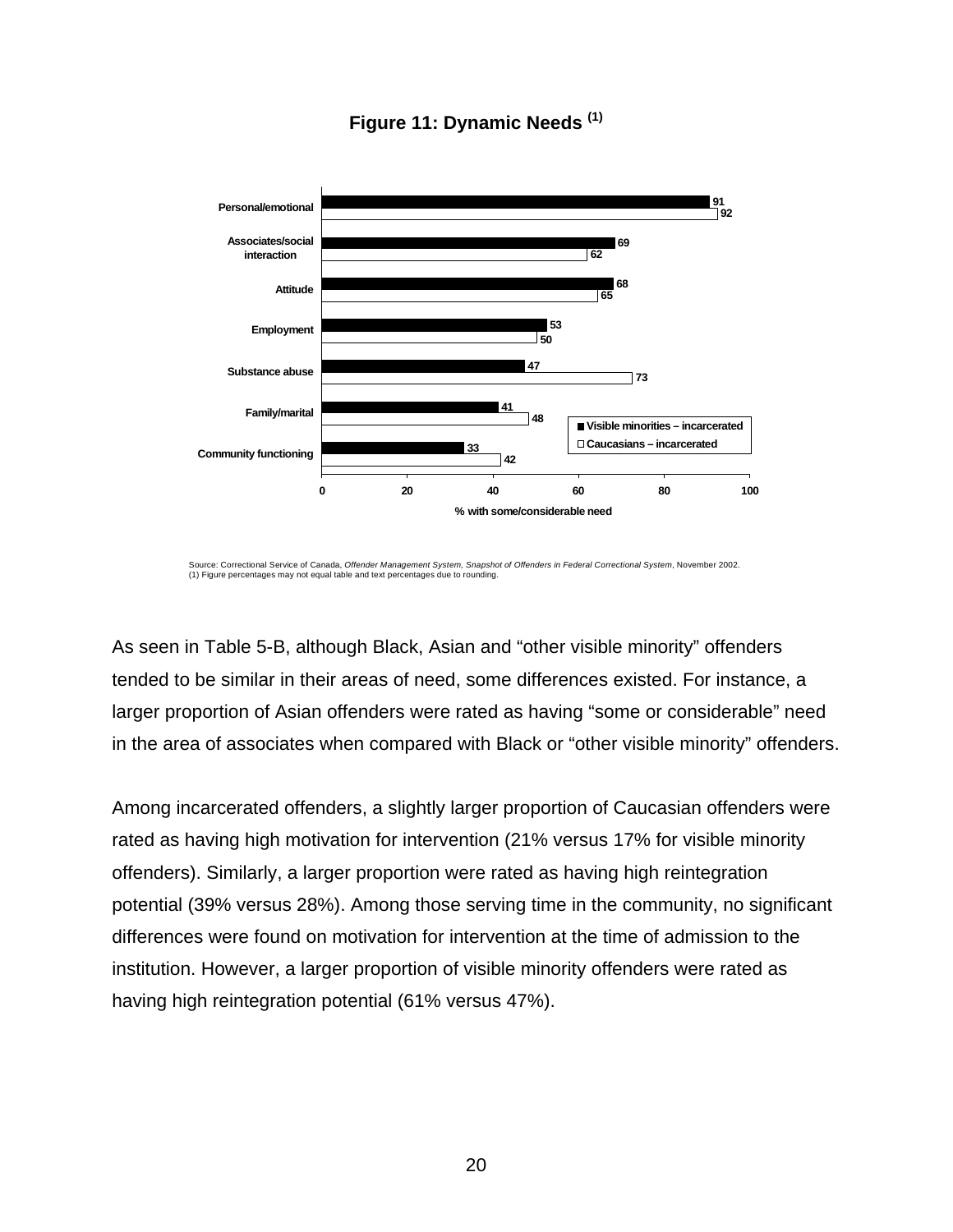**Figure 11: Dynamic Needs [(1)]**

| Need area | Visible minorities – incarcerated | Caucasians – incarcerated |
|---|---|---|
| Personal/emotional | 91 | 92 |
| Associates/social interaction | 69 | 62 |
| Attitude | 68 | 65 |
| Employment | 53 | 50 |
| Substance abuse | 47 | 73 |
| Family/marital | 41 | 48 |
| Community functioning | 33 | 42 |

% with some/considerable need

Source: Correctional Service of Canada, *Offender Management System, Snapshot of Offenders in Federal Correctional System*, November 2002.
(1) Figure percentages may not equal table and text percentages due to rounding.

As seen in Table 5-B, although Black, Asian and "other visible minority" offenders tended to be similar in their areas of need, some differences existed. For instance, a larger proportion of Asian offenders were rated as having "some or considerable" need in the area of associates when compared with Black or "other visible minority" offenders.

Among incarcerated offenders, a slightly larger proportion of Caucasian offenders were rated as having high motivation for intervention (21% versus 17% for visible minority offenders). Similarly, a larger proportion were rated as having high reintegration potential (39% versus 28%). Among those serving time in the community, no significant differences were found on motivation for intervention at the time of admission to the institution. However, a larger proportion of visible minority offenders were rated as having high reintegration potential (61% versus 47%).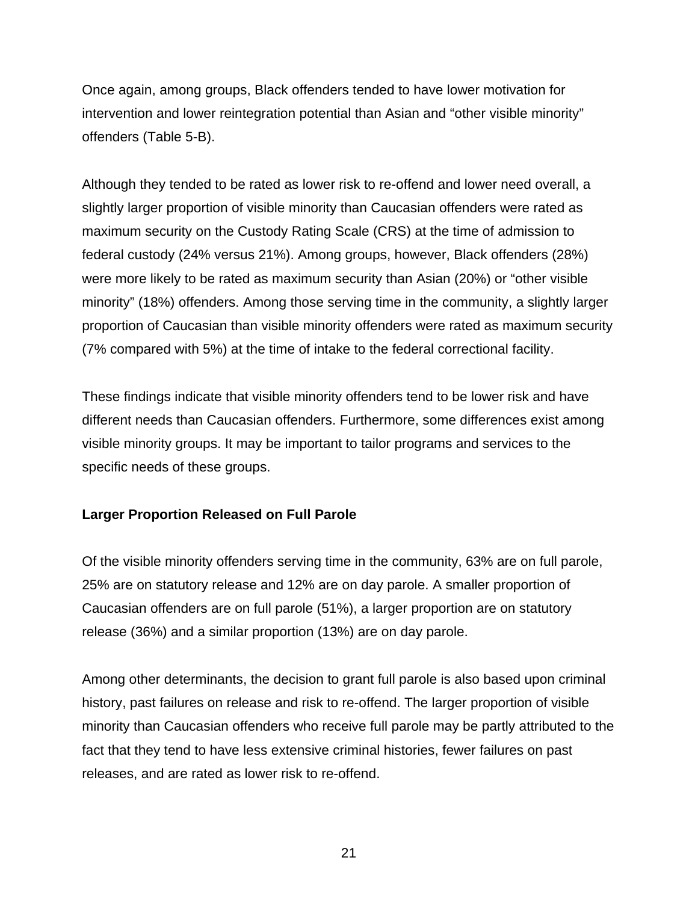Once again, among groups, Black offenders tended to have lower motivation for intervention and lower reintegration potential than Asian and “other visible minority” offenders (Table 5-B).

Although they tended to be rated as lower risk to re-offend and lower need overall, a slightly larger proportion of visible minority than Caucasian offenders were rated as maximum security on the Custody Rating Scale (CRS) at the time of admission to federal custody (24% versus 21%). Among groups, however, Black offenders (28%) were more likely to be rated as maximum security than Asian (20%) or “other visible minority” (18%) offenders. Among those serving time in the community, a slightly larger proportion of Caucasian than visible minority offenders were rated as maximum security (7% compared with 5%) at the time of intake to the federal correctional facility.

These findings indicate that visible minority offenders tend to be lower risk and have different needs than Caucasian offenders. Furthermore, some differences exist among visible minority groups. It may be important to tailor programs and services to the specific needs of these groups.

**Larger Proportion Released on Full Parole**

Of the visible minority offenders serving time in the community, 63% are on full parole, 25% are on statutory release and 12% are on day parole. A smaller proportion of Caucasian offenders are on full parole (51%), a larger proportion are on statutory release (36%) and a similar proportion (13%) are on day parole.

Among other determinants, the decision to grant full parole is also based upon criminal history, past failures on release and risk to re-offend. The larger proportion of visible minority than Caucasian offenders who receive full parole may be partly attributed to the fact that they tend to have less extensive criminal histories, fewer failures on past releases, and are rated as lower risk to re-offend.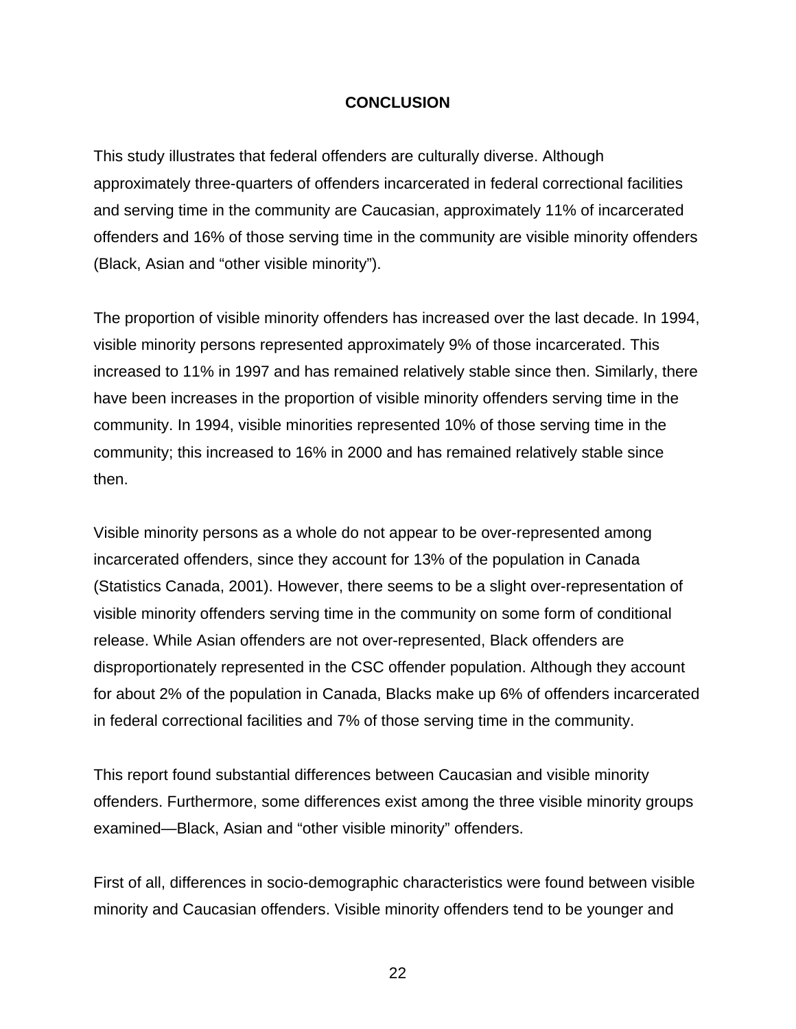# CONCLUSION

This study illustrates that federal offenders are culturally diverse. Although approximately three-quarters of offenders incarcerated in federal correctional facilities and serving time in the community are Caucasian, approximately 11% of incarcerated offenders and 16% of those serving time in the community are visible minority offenders (Black, Asian and “other visible minority”).

The proportion of visible minority offenders has increased over the last decade. In 1994, visible minority persons represented approximately 9% of those incarcerated. This increased to 11% in 1997 and has remained relatively stable since then. Similarly, there have been increases in the proportion of visible minority offenders serving time in the community. In 1994, visible minorities represented 10% of those serving time in the community; this increased to 16% in 2000 and has remained relatively stable since then.

Visible minority persons as a whole do not appear to be over-represented among incarcerated offenders, since they account for 13% of the population in Canada (Statistics Canada, 2001). However, there seems to be a slight over-representation of visible minority offenders serving time in the community on some form of conditional release. While Asian offenders are not over-represented, Black offenders are disproportionately represented in the CSC offender population. Although they account for about 2% of the population in Canada, Blacks make up 6% of offenders incarcerated in federal correctional facilities and 7% of those serving time in the community.

This report found substantial differences between Caucasian and visible minority offenders. Furthermore, some differences exist among the three visible minority groups examined—Black, Asian and “other visible minority” offenders.

First of all, differences in socio-demographic characteristics were found between visible minority and Caucasian offenders. Visible minority offenders tend to be younger and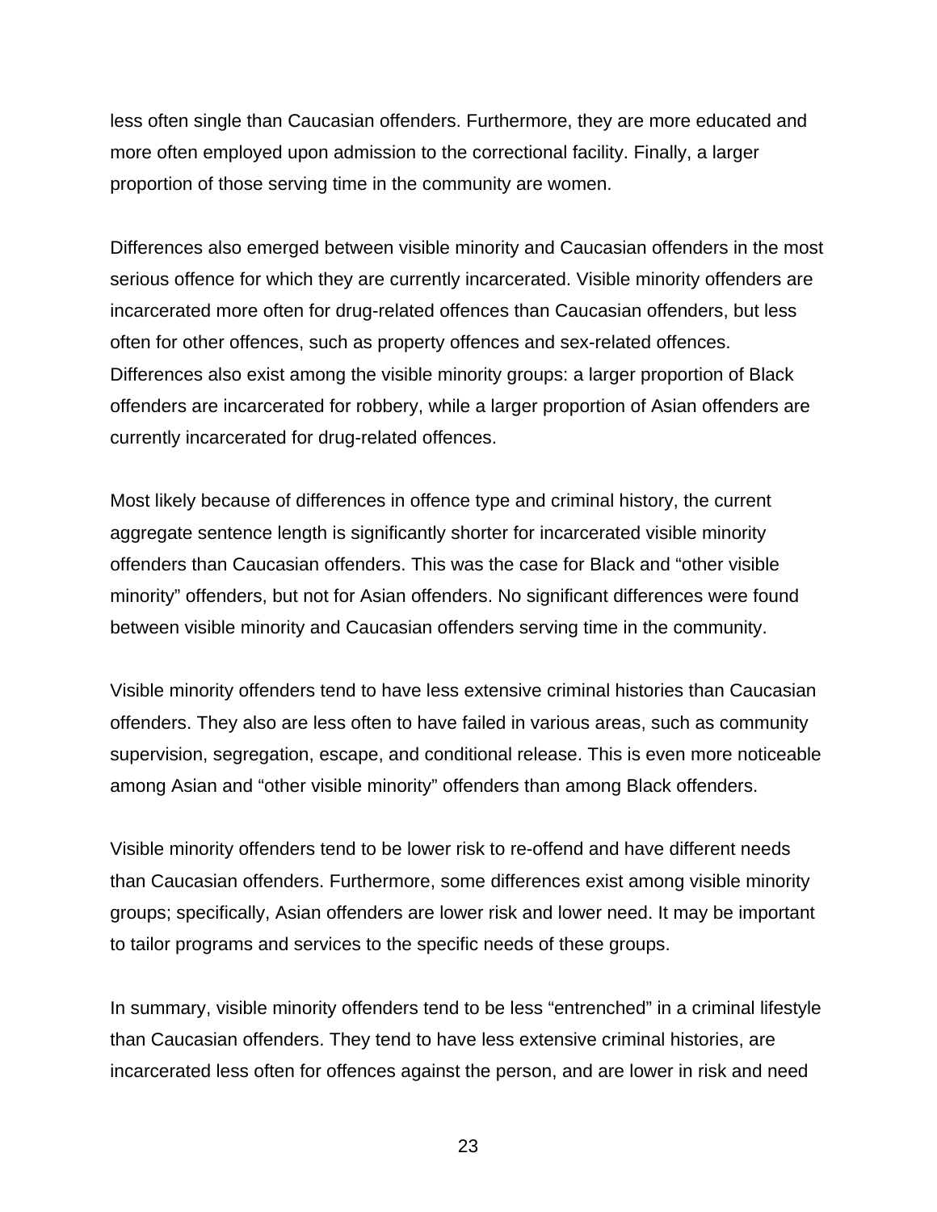less often single than Caucasian offenders. Furthermore, they are more educated and more often employed upon admission to the correctional facility. Finally, a larger proportion of those serving time in the community are women.

Differences also emerged between visible minority and Caucasian offenders in the most serious offence for which they are currently incarcerated. Visible minority offenders are incarcerated more often for drug-related offences than Caucasian offenders, but less often for other offences, such as property offences and sex-related offences. Differences also exist among the visible minority groups: a larger proportion of Black offenders are incarcerated for robbery, while a larger proportion of Asian offenders are currently incarcerated for drug-related offences.

Most likely because of differences in offence type and criminal history, the current aggregate sentence length is significantly shorter for incarcerated visible minority offenders than Caucasian offenders. This was the case for Black and "other visible minority" offenders, but not for Asian offenders. No significant differences were found between visible minority and Caucasian offenders serving time in the community.

Visible minority offenders tend to have less extensive criminal histories than Caucasian offenders. They also are less often to have failed in various areas, such as community supervision, segregation, escape, and conditional release. This is even more noticeable among Asian and "other visible minority" offenders than among Black offenders.

Visible minority offenders tend to be lower risk to re-offend and have different needs than Caucasian offenders. Furthermore, some differences exist among visible minority groups; specifically, Asian offenders are lower risk and lower need. It may be important to tailor programs and services to the specific needs of these groups.

In summary, visible minority offenders tend to be less "entrenched" in a criminal lifestyle than Caucasian offenders. They tend to have less extensive criminal histories, are incarcerated less often for offences against the person, and are lower in risk and need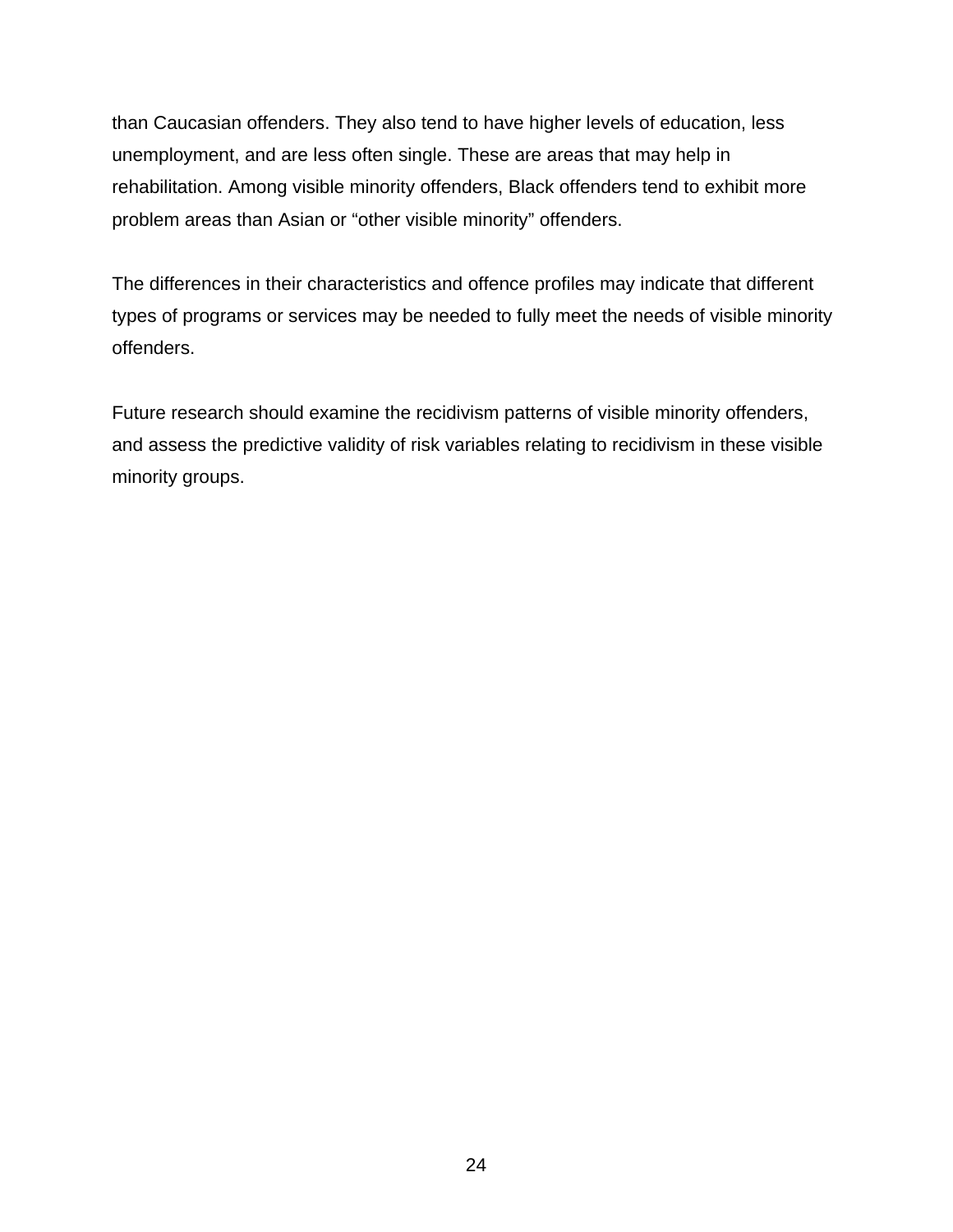than Caucasian offenders. They also tend to have higher levels of education, less unemployment, and are less often single. These are areas that may help in rehabilitation. Among visible minority offenders, Black offenders tend to exhibit more problem areas than Asian or “other visible minority” offenders.

The differences in their characteristics and offence profiles may indicate that different types of programs or services may be needed to fully meet the needs of visible minority offenders.

Future research should examine the recidivism patterns of visible minority offenders, and assess the predictive validity of risk variables relating to recidivism in these visible minority groups.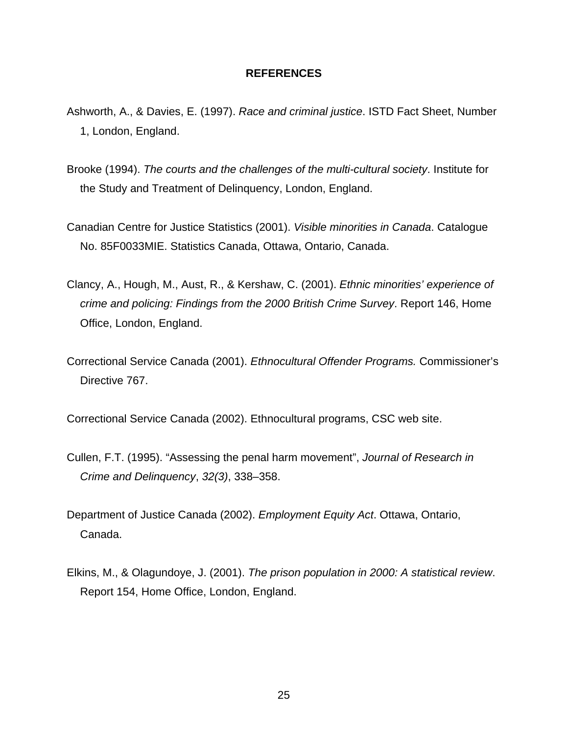## REFERENCES

Ashworth, A., & Davies, E. (1997). *Race and criminal justice*. ISTD Fact Sheet, Number 1, London, England.

Brooke (1994). *The courts and the challenges of the multi-cultural society*. Institute for the Study and Treatment of Delinquency, London, England.

Canadian Centre for Justice Statistics (2001). *Visible minorities in Canada*. Catalogue No. 85F0033MIE. Statistics Canada, Ottawa, Ontario, Canada.

Clancy, A., Hough, M., Aust, R., & Kershaw, C. (2001). *Ethnic minorities' experience of crime and policing: Findings from the 2000 British Crime Survey*. Report 146, Home Office, London, England.

Correctional Service Canada (2001). *Ethnocultural Offender Programs.* Commissioner's Directive 767.

Correctional Service Canada (2002). Ethnocultural programs, CSC web site.

Cullen, F.T. (1995). "Assessing the penal harm movement", *Journal of Research in Crime and Delinquency*, *32(3)*, 338–358.

Department of Justice Canada (2002). *Employment Equity Act*. Ottawa, Ontario, Canada.

Elkins, M., & Olagundoye, J. (2001). *The prison population in 2000: A statistical review*. Report 154, Home Office, London, England.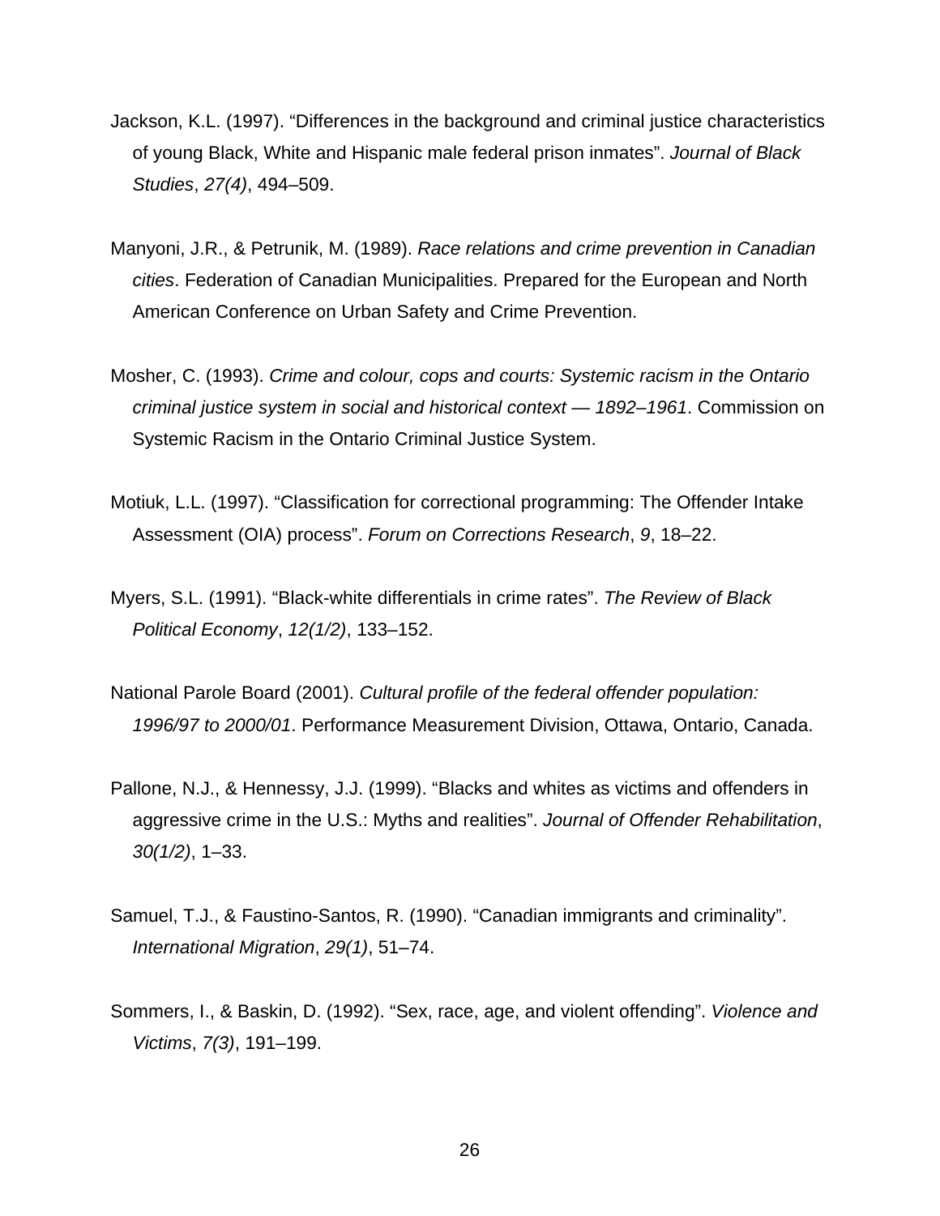Jackson, K.L. (1997). “Differences in the background and criminal justice characteristics of young Black, White and Hispanic male federal prison inmates”. *Journal of Black Studies*, *27(4)*, 494–509.

Manyoni, J.R., & Petrunik, M. (1989). *Race relations and crime prevention in Canadian cities*. Federation of Canadian Municipalities. Prepared for the European and North American Conference on Urban Safety and Crime Prevention.

Mosher, C. (1993). *Crime and colour, cops and courts: Systemic racism in the Ontario criminal justice system in social and historical context — 1892–1961*. Commission on Systemic Racism in the Ontario Criminal Justice System.

Motiuk, L.L. (1997). “Classification for correctional programming: The Offender Intake Assessment (OIA) process”. *Forum on Corrections Research*, *9*, 18–22.

Myers, S.L. (1991). “Black-white differentials in crime rates”. *The Review of Black Political Economy*, *12(1/2)*, 133–152.

National Parole Board (2001). *Cultural profile of the federal offender population: 1996/97 to 2000/01*. Performance Measurement Division, Ottawa, Ontario, Canada.

Pallone, N.J., & Hennessy, J.J. (1999). “Blacks and whites as victims and offenders in aggressive crime in the U.S.: Myths and realities”. *Journal of Offender Rehabilitation*, *30(1/2)*, 1–33.

Samuel, T.J., & Faustino-Santos, R. (1990). “Canadian immigrants and criminality”. *International Migration*, *29(1)*, 51–74.

Sommers, I., & Baskin, D. (1992). “Sex, race, age, and violent offending”. *Violence and Victims*, *7(3)*, 191–199.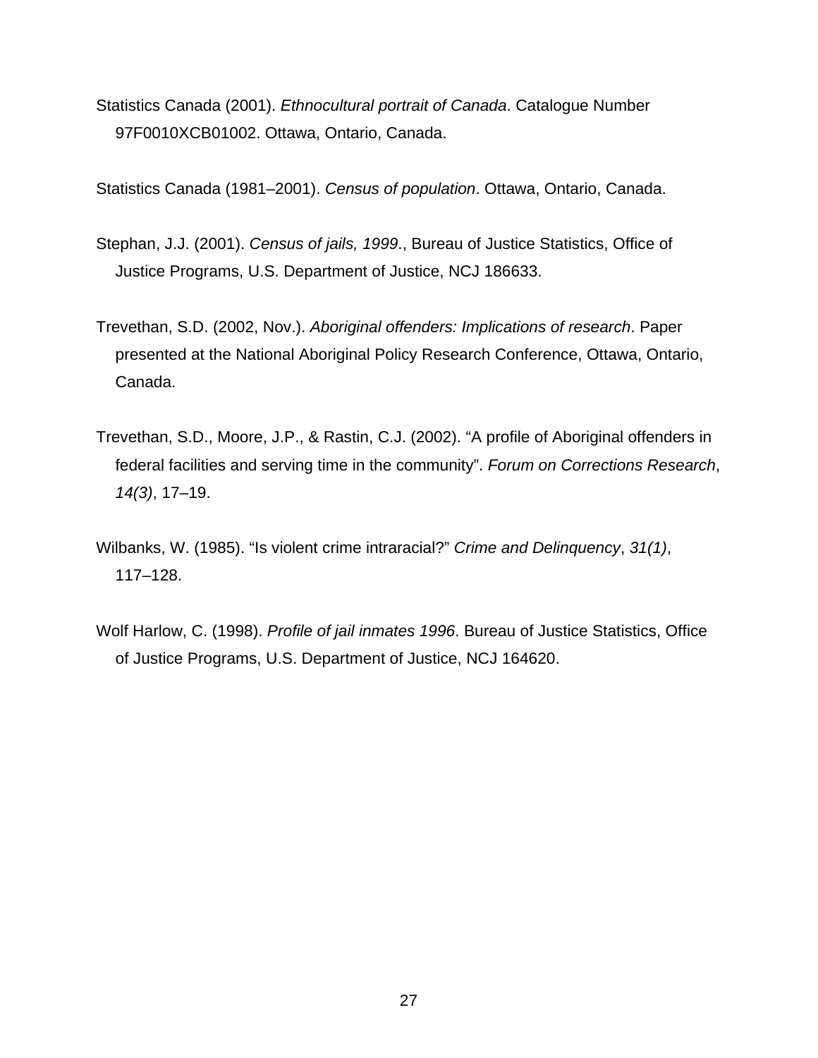Statistics Canada (2001). *Ethnocultural portrait of Canada*. Catalogue Number 97F0010XCB01002. Ottawa, Ontario, Canada.

Statistics Canada (1981–2001). *Census of population*. Ottawa, Ontario, Canada.

Stephan, J.J. (2001). *Census of jails, 1999*., Bureau of Justice Statistics, Office of Justice Programs, U.S. Department of Justice, NCJ 186633.

Trevethan, S.D. (2002, Nov.). *Aboriginal offenders: Implications of research*. Paper presented at the National Aboriginal Policy Research Conference, Ottawa, Ontario, Canada.

Trevethan, S.D., Moore, J.P., & Rastin, C.J. (2002). "A profile of Aboriginal offenders in federal facilities and serving time in the community". *Forum on Corrections Research*, *14(3)*, 17–19.

Wilbanks, W. (1985). "Is violent crime intraracial?" *Crime and Delinquency*, *31(1)*, 117–128.

Wolf Harlow, C. (1998). *Profile of jail inmates 1996*. Bureau of Justice Statistics, Office of Justice Programs, U.S. Department of Justice, NCJ 164620.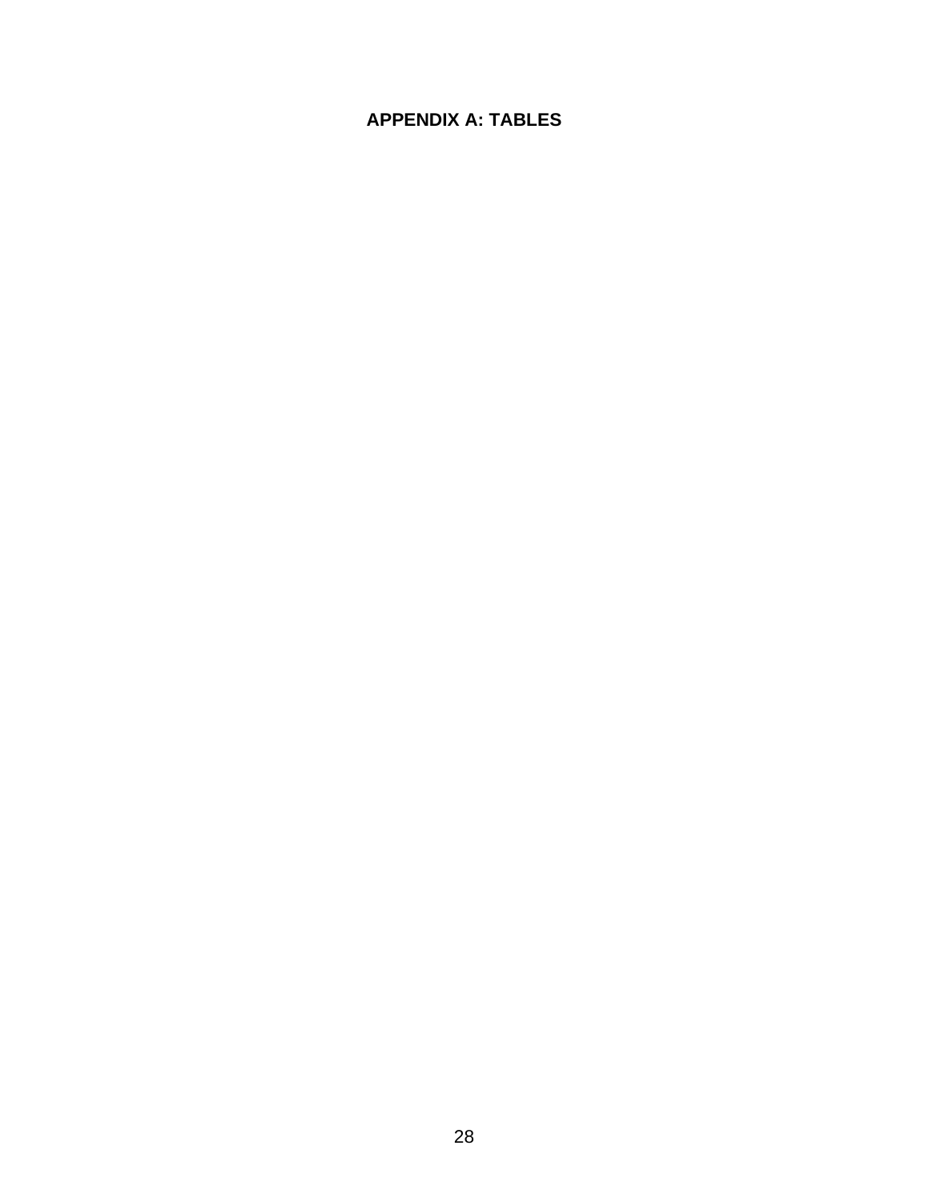# APPENDIX A: TABLES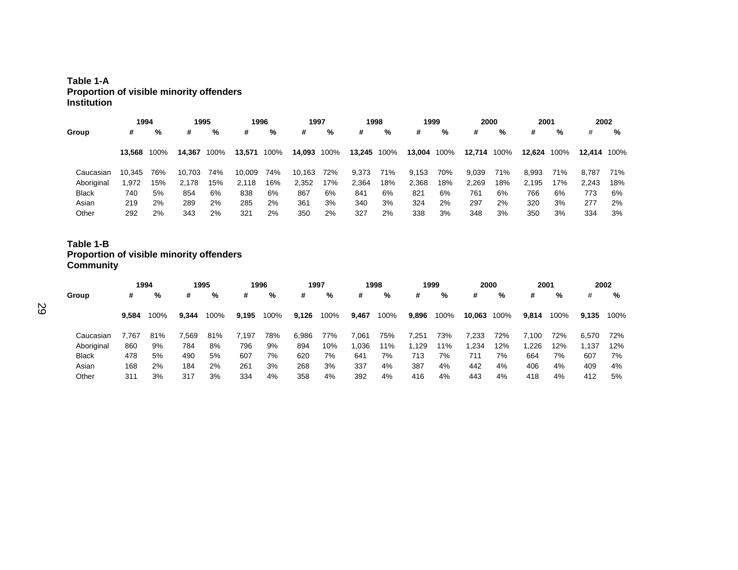**Table 1-A**
**Proportion of visible minority offenders**
**Institution**

| Group | 1994 | | 1995 | | 1996 | | 1997 | | 1998 | | 1999 | | 2000 | | 2001 | | 2002 | |
|---|---|---|---|---|---|---|---|---|---|---|---|---|---|---|---|---|---|---|
| | # | % | # | % | # | % | # | % | # | % | # | % | # | % | # | % | # | % |
| | **13,568** | 100% | **14,367** | 100% | **13,571** | 100% | **14,093** | 100% | **13,245** | 100% | **13,004** | 100% | **12,714** | 100% | **12,624** | 100% | **12,414** | 100% |
| Caucasian | 10,345 | 76% | 10,703 | 74% | 10,009 | 74% | 10,163 | 72% | 9,373 | 71% | 9,153 | 70% | 9,039 | 71% | 8,993 | 71% | 8,787 | 71% |
| Aboriginal | 1,972 | 15% | 2,178 | 15% | 2,118 | 16% | 2,352 | 17% | 2,364 | 18% | 2,368 | 18% | 2,269 | 18% | 2,195 | 17% | 2,243 | 18% |
| Black | 740 | 5% | 854 | 6% | 838 | 6% | 867 | 6% | 841 | 6% | 821 | 6% | 761 | 6% | 766 | 6% | 773 | 6% |
| Asian | 219 | 2% | 289 | 2% | 285 | 2% | 361 | 3% | 340 | 3% | 324 | 2% | 297 | 2% | 320 | 3% | 277 | 2% |
| Other | 292 | 2% | 343 | 2% | 321 | 2% | 350 | 2% | 327 | 2% | 338 | 3% | 348 | 3% | 350 | 3% | 334 | 3% |

**Table 1-B**
**Proportion of visible minority offenders**
**Community**

| Group | 1994 | | 1995 | | 1996 | | 1997 | | 1998 | | 1999 | | 2000 | | 2001 | | 2002 | |
|---|---|---|---|---|---|---|---|---|---|---|---|---|---|---|---|---|---|---|
| | # | % | # | % | # | % | # | % | # | % | # | % | # | % | # | % | # | % |
| | **9,584** | 100% | **9,344** | 100% | **9,195** | 100% | **9,126** | 100% | **9,467** | 100% | **9,896** | 100% | **10,063** | 100% | **9,814** | 100% | **9,135** | 100% |
| Caucasian | 7,767 | 81% | 7,569 | 81% | 7,197 | 78% | 6,986 | 77% | 7,061 | 75% | 7,251 | 73% | 7,233 | 72% | 7,100 | 72% | 6,570 | 72% |
| Aboriginal | 860 | 9% | 784 | 8% | 796 | 9% | 894 | 10% | 1,036 | 11% | 1,129 | 11% | 1,234 | 12% | 1,226 | 12% | 1,137 | 12% |
| Black | 478 | 5% | 490 | 5% | 607 | 7% | 620 | 7% | 641 | 7% | 713 | 7% | 711 | 7% | 664 | 7% | 607 | 7% |
| Asian | 168 | 2% | 184 | 2% | 261 | 3% | 268 | 3% | 337 | 4% | 387 | 4% | 442 | 4% | 406 | 4% | 409 | 4% |
| Other | 311 | 3% | 317 | 3% | 334 | 4% | 358 | 4% | 392 | 4% | 416 | 4% | 443 | 4% | 418 | 4% | 412 | 5% |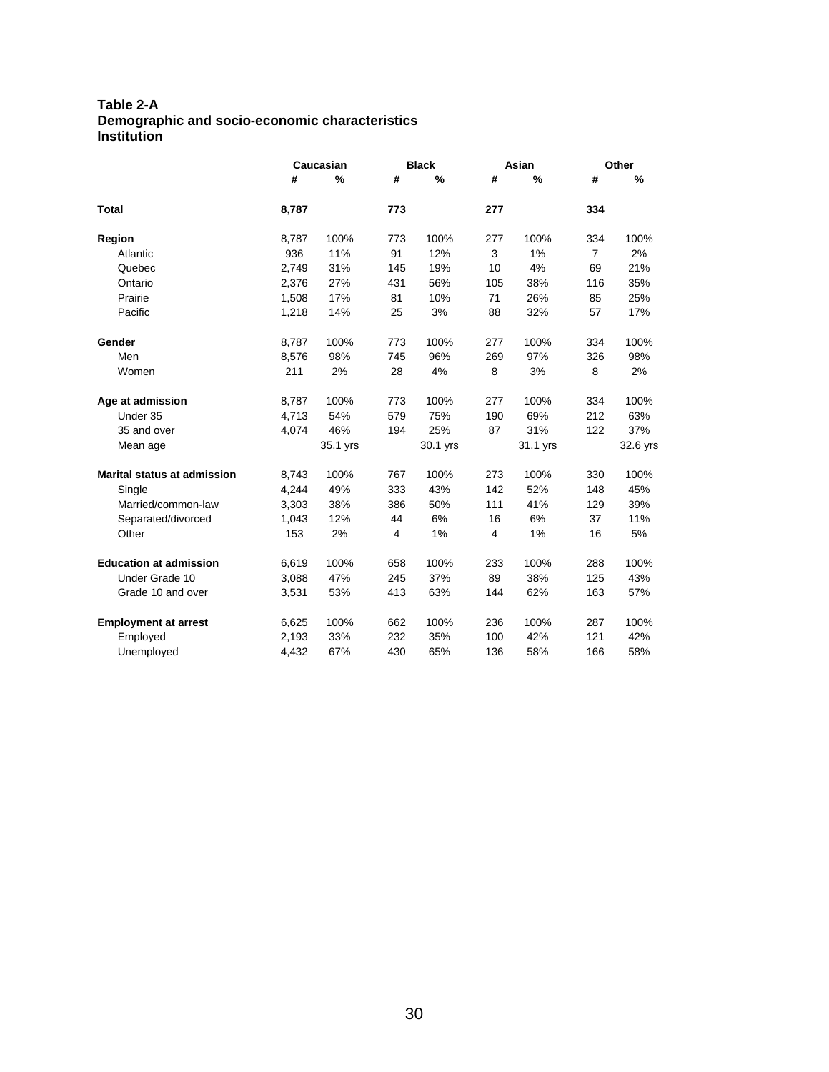**Table 2-A**
**Demographic and socio-economic characteristics**
**Institution**

| | Caucasian | | Black | | Asian | | Other | |
|---|---|---|---|---|---|---|---|---|
| | # | % | # | % | # | % | # | % |
| **Total** | **8,787** | | **773** | | **277** | | **334** | |
| **Region** | 8,787 | 100% | 773 | 100% | 277 | 100% | 334 | 100% |
| Atlantic | 936 | 11% | 91 | 12% | 3 | 1% | 7 | 2% |
| Quebec | 2,749 | 31% | 145 | 19% | 10 | 4% | 69 | 21% |
| Ontario | 2,376 | 27% | 431 | 56% | 105 | 38% | 116 | 35% |
| Prairie | 1,508 | 17% | 81 | 10% | 71 | 26% | 85 | 25% |
| Pacific | 1,218 | 14% | 25 | 3% | 88 | 32% | 57 | 17% |
| **Gender** | 8,787 | 100% | 773 | 100% | 277 | 100% | 334 | 100% |
| Men | 8,576 | 98% | 745 | 96% | 269 | 97% | 326 | 98% |
| Women | 211 | 2% | 28 | 4% | 8 | 3% | 8 | 2% |
| **Age at admission** | 8,787 | 100% | 773 | 100% | 277 | 100% | 334 | 100% |
| Under 35 | 4,713 | 54% | 579 | 75% | 190 | 69% | 212 | 63% |
| 35 and over | 4,074 | 46% | 194 | 25% | 87 | 31% | 122 | 37% |
| Mean age | | 35.1 yrs | | 30.1 yrs | | 31.1 yrs | | 32.6 yrs |
| **Marital status at admission** | 8,743 | 100% | 767 | 100% | 273 | 100% | 330 | 100% |
| Single | 4,244 | 49% | 333 | 43% | 142 | 52% | 148 | 45% |
| Married/common-law | 3,303 | 38% | 386 | 50% | 111 | 41% | 129 | 39% |
| Separated/divorced | 1,043 | 12% | 44 | 6% | 16 | 6% | 37 | 11% |
| Other | 153 | 2% | 4 | 1% | 4 | 1% | 16 | 5% |
| **Education at admission** | 6,619 | 100% | 658 | 100% | 233 | 100% | 288 | 100% |
| Under Grade 10 | 3,088 | 47% | 245 | 37% | 89 | 38% | 125 | 43% |
| Grade 10 and over | 3,531 | 53% | 413 | 63% | 144 | 62% | 163 | 57% |
| **Employment at arrest** | 6,625 | 100% | 662 | 100% | 236 | 100% | 287 | 100% |
| Employed | 2,193 | 33% | 232 | 35% | 100 | 42% | 121 | 42% |
| Unemployed | 4,432 | 67% | 430 | 65% | 136 | 58% | 166 | 58% |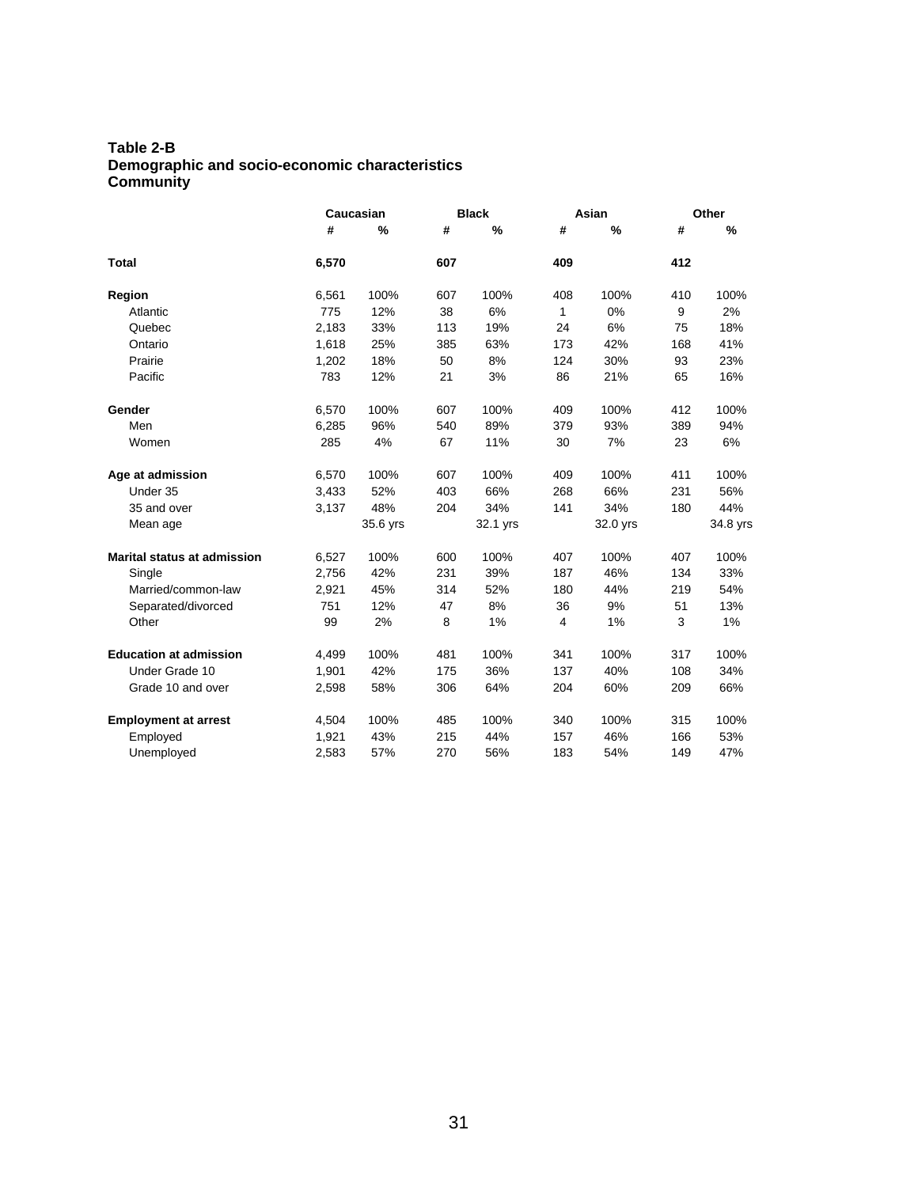**Table 2-B**
**Demographic and socio-economic characteristics**
**Community**

| | Caucasian | | Black | | Asian | | Other | |
|---|---|---|---|---|---|---|---|---|
| | # | % | # | % | # | % | # | % |
| **Total** | **6,570** | | **607** | | **409** | | **412** | |
| **Region** | 6,561 | 100% | 607 | 100% | 408 | 100% | 410 | 100% |
| Atlantic | 775 | 12% | 38 | 6% | 1 | 0% | 9 | 2% |
| Quebec | 2,183 | 33% | 113 | 19% | 24 | 6% | 75 | 18% |
| Ontario | 1,618 | 25% | 385 | 63% | 173 | 42% | 168 | 41% |
| Prairie | 1,202 | 18% | 50 | 8% | 124 | 30% | 93 | 23% |
| Pacific | 783 | 12% | 21 | 3% | 86 | 21% | 65 | 16% |
| **Gender** | 6,570 | 100% | 607 | 100% | 409 | 100% | 412 | 100% |
| Men | 6,285 | 96% | 540 | 89% | 379 | 93% | 389 | 94% |
| Women | 285 | 4% | 67 | 11% | 30 | 7% | 23 | 6% |
| **Age at admission** | 6,570 | 100% | 607 | 100% | 409 | 100% | 411 | 100% |
| Under 35 | 3,433 | 52% | 403 | 66% | 268 | 66% | 231 | 56% |
| 35 and over | 3,137 | 48% | 204 | 34% | 141 | 34% | 180 | 44% |
| Mean age | | 35.6 yrs | | 32.1 yrs | | 32.0 yrs | | 34.8 yrs |
| **Marital status at admission** | 6,527 | 100% | 600 | 100% | 407 | 100% | 407 | 100% |
| Single | 2,756 | 42% | 231 | 39% | 187 | 46% | 134 | 33% |
| Married/common-law | 2,921 | 45% | 314 | 52% | 180 | 44% | 219 | 54% |
| Separated/divorced | 751 | 12% | 47 | 8% | 36 | 9% | 51 | 13% |
| Other | 99 | 2% | 8 | 1% | 4 | 1% | 3 | 1% |
| **Education at admission** | 4,499 | 100% | 481 | 100% | 341 | 100% | 317 | 100% |
| Under Grade 10 | 1,901 | 42% | 175 | 36% | 137 | 40% | 108 | 34% |
| Grade 10 and over | 2,598 | 58% | 306 | 64% | 204 | 60% | 209 | 66% |
| **Employment at arrest** | 4,504 | 100% | 485 | 100% | 340 | 100% | 315 | 100% |
| Employed | 1,921 | 43% | 215 | 44% | 157 | 46% | 166 | 53% |
| Unemployed | 2,583 | 57% | 270 | 56% | 183 | 54% | 149 | 47% |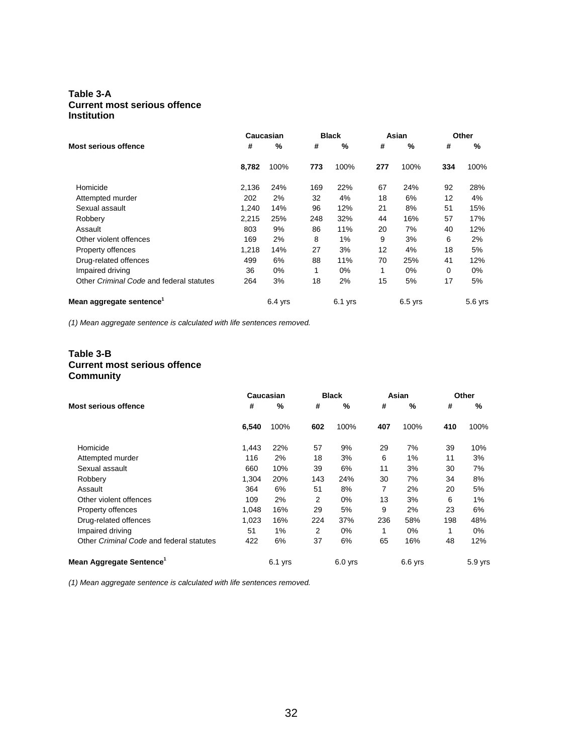**Table 3-A**
**Current most serious offence**
**Institution**

| Most serious offence | Caucasian | | Black | | Asian | | Other | |
|---|---|---|---|---|---|---|---|---|
| | # | % | # | % | # | % | # | % |
| | **8,782** | 100% | **773** | 100% | **277** | 100% | **334** | 100% |
| Homicide | 2,136 | 24% | 169 | 22% | 67 | 24% | 92 | 28% |
| Attempted murder | 202 | 2% | 32 | 4% | 18 | 6% | 12 | 4% |
| Sexual assault | 1,240 | 14% | 96 | 12% | 21 | 8% | 51 | 15% |
| Robbery | 2,215 | 25% | 248 | 32% | 44 | 16% | 57 | 17% |
| Assault | 803 | 9% | 86 | 11% | 20 | 7% | 40 | 12% |
| Other violent offences | 169 | 2% | 8 | 1% | 9 | 3% | 6 | 2% |
| Property offences | 1,218 | 14% | 27 | 3% | 12 | 4% | 18 | 5% |
| Drug-related offences | 499 | 6% | 88 | 11% | 70 | 25% | 41 | 12% |
| Impaired driving | 36 | 0% | 1 | 0% | 1 | 0% | 0 | 0% |
| Other *Criminal Code* and federal statutes | 264 | 3% | 18 | 2% | 15 | 5% | 17 | 5% |
| **Mean aggregate sentence[1]** | | 6.4 yrs | | 6.1 yrs | | 6.5 yrs | | 5.6 yrs |

*(1) Mean aggregate sentence is calculated with life sentences removed.*

**Table 3-B**
**Current most serious offence**
**Community**

| Most serious offence | Caucasian | | Black | | Asian | | Other | |
|---|---|---|---|---|---|---|---|---|
| | # | % | # | % | # | % | # | % |
| | **6,540** | 100% | **602** | 100% | **407** | 100% | **410** | 100% |
| Homicide | 1,443 | 22% | 57 | 9% | 29 | 7% | 39 | 10% |
| Attempted murder | 116 | 2% | 18 | 3% | 6 | 1% | 11 | 3% |
| Sexual assault | 660 | 10% | 39 | 6% | 11 | 3% | 30 | 7% |
| Robbery | 1,304 | 20% | 143 | 24% | 30 | 7% | 34 | 8% |
| Assault | 364 | 6% | 51 | 8% | 7 | 2% | 20 | 5% |
| Other violent offences | 109 | 2% | 2 | 0% | 13 | 3% | 6 | 1% |
| Property offences | 1,048 | 16% | 29 | 5% | 9 | 2% | 23 | 6% |
| Drug-related offences | 1,023 | 16% | 224 | 37% | 236 | 58% | 198 | 48% |
| Impaired driving | 51 | 1% | 2 | 0% | 1 | 0% | 1 | 0% |
| Other *Criminal Code* and federal statutes | 422 | 6% | 37 | 6% | 65 | 16% | 48 | 12% |
| **Mean Aggregate Sentence[1]** | | 6.1 yrs | | 6.0 yrs | | 6.6 yrs | | 5.9 yrs |

*(1) Mean aggregate sentence is calculated with life sentences removed.*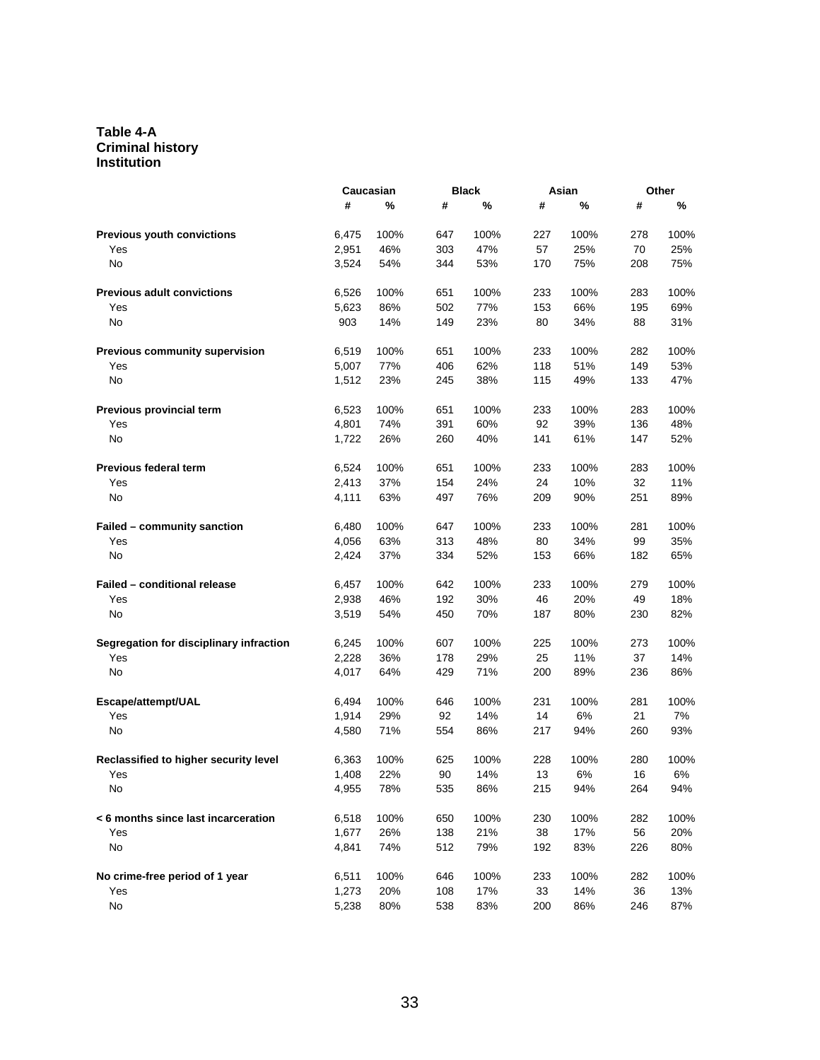**Table 4-A**
**Criminal history**
**Institution**

| | Caucasian | | Black | | Asian | | Other | |
|---|---|---|---|---|---|---|---|---|
| | # | % | # | % | # | % | # | % |
| **Previous youth convictions** | 6,475 | 100% | 647 | 100% | 227 | 100% | 278 | 100% |
| Yes | 2,951 | 46% | 303 | 47% | 57 | 25% | 70 | 25% |
| No | 3,524 | 54% | 344 | 53% | 170 | 75% | 208 | 75% |
| **Previous adult convictions** | 6,526 | 100% | 651 | 100% | 233 | 100% | 283 | 100% |
| Yes | 5,623 | 86% | 502 | 77% | 153 | 66% | 195 | 69% |
| No | 903 | 14% | 149 | 23% | 80 | 34% | 88 | 31% |
| **Previous community supervision** | 6,519 | 100% | 651 | 100% | 233 | 100% | 282 | 100% |
| Yes | 5,007 | 77% | 406 | 62% | 118 | 51% | 149 | 53% |
| No | 1,512 | 23% | 245 | 38% | 115 | 49% | 133 | 47% |
| **Previous provincial term** | 6,523 | 100% | 651 | 100% | 233 | 100% | 283 | 100% |
| Yes | 4,801 | 74% | 391 | 60% | 92 | 39% | 136 | 48% |
| No | 1,722 | 26% | 260 | 40% | 141 | 61% | 147 | 52% |
| **Previous federal term** | 6,524 | 100% | 651 | 100% | 233 | 100% | 283 | 100% |
| Yes | 2,413 | 37% | 154 | 24% | 24 | 10% | 32 | 11% |
| No | 4,111 | 63% | 497 | 76% | 209 | 90% | 251 | 89% |
| **Failed – community sanction** | 6,480 | 100% | 647 | 100% | 233 | 100% | 281 | 100% |
| Yes | 4,056 | 63% | 313 | 48% | 80 | 34% | 99 | 35% |
| No | 2,424 | 37% | 334 | 52% | 153 | 66% | 182 | 65% |
| **Failed – conditional release** | 6,457 | 100% | 642 | 100% | 233 | 100% | 279 | 100% |
| Yes | 2,938 | 46% | 192 | 30% | 46 | 20% | 49 | 18% |
| No | 3,519 | 54% | 450 | 70% | 187 | 80% | 230 | 82% |
| **Segregation for disciplinary infraction** | 6,245 | 100% | 607 | 100% | 225 | 100% | 273 | 100% |
| Yes | 2,228 | 36% | 178 | 29% | 25 | 11% | 37 | 14% |
| No | 4,017 | 64% | 429 | 71% | 200 | 89% | 236 | 86% |
| **Escape/attempt/UAL** | 6,494 | 100% | 646 | 100% | 231 | 100% | 281 | 100% |
| Yes | 1,914 | 29% | 92 | 14% | 14 | 6% | 21 | 7% |
| No | 4,580 | 71% | 554 | 86% | 217 | 94% | 260 | 93% |
| **Reclassified to higher security level** | 6,363 | 100% | 625 | 100% | 228 | 100% | 280 | 100% |
| Yes | 1,408 | 22% | 90 | 14% | 13 | 6% | 16 | 6% |
| No | 4,955 | 78% | 535 | 86% | 215 | 94% | 264 | 94% |
| **< 6 months since last incarceration** | 6,518 | 100% | 650 | 100% | 230 | 100% | 282 | 100% |
| Yes | 1,677 | 26% | 138 | 21% | 38 | 17% | 56 | 20% |
| No | 4,841 | 74% | 512 | 79% | 192 | 83% | 226 | 80% |
| **No crime-free period of 1 year** | 6,511 | 100% | 646 | 100% | 233 | 100% | 282 | 100% |
| Yes | 1,273 | 20% | 108 | 17% | 33 | 14% | 36 | 13% |
| No | 5,238 | 80% | 538 | 83% | 200 | 86% | 246 | 87% |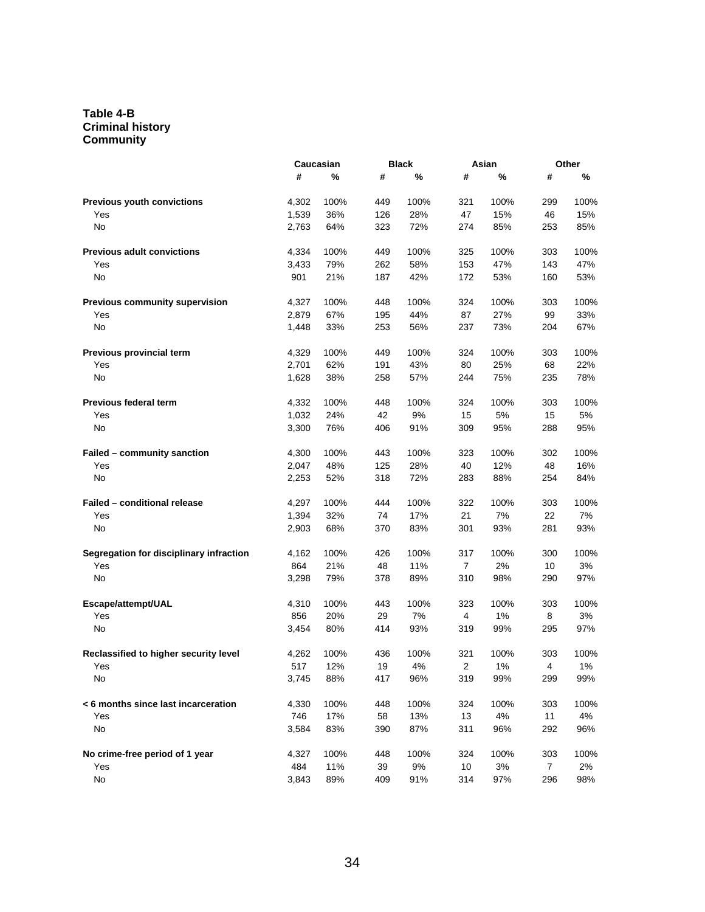**Table 4-B**
**Criminal history**
**Community**

| | Caucasian | | Black | | Asian | | Other | |
|---|---|---|---|---|---|---|---|---|
| | # | % | # | % | # | % | # | % |
| **Previous youth convictions** | 4,302 | 100% | 449 | 100% | 321 | 100% | 299 | 100% |
| Yes | 1,539 | 36% | 126 | 28% | 47 | 15% | 46 | 15% |
| No | 2,763 | 64% | 323 | 72% | 274 | 85% | 253 | 85% |
| **Previous adult convictions** | 4,334 | 100% | 449 | 100% | 325 | 100% | 303 | 100% |
| Yes | 3,433 | 79% | 262 | 58% | 153 | 47% | 143 | 47% |
| No | 901 | 21% | 187 | 42% | 172 | 53% | 160 | 53% |
| **Previous community supervision** | 4,327 | 100% | 448 | 100% | 324 | 100% | 303 | 100% |
| Yes | 2,879 | 67% | 195 | 44% | 87 | 27% | 99 | 33% |
| No | 1,448 | 33% | 253 | 56% | 237 | 73% | 204 | 67% |
| **Previous provincial term** | 4,329 | 100% | 449 | 100% | 324 | 100% | 303 | 100% |
| Yes | 2,701 | 62% | 191 | 43% | 80 | 25% | 68 | 22% |
| No | 1,628 | 38% | 258 | 57% | 244 | 75% | 235 | 78% |
| **Previous federal term** | 4,332 | 100% | 448 | 100% | 324 | 100% | 303 | 100% |
| Yes | 1,032 | 24% | 42 | 9% | 15 | 5% | 15 | 5% |
| No | 3,300 | 76% | 406 | 91% | 309 | 95% | 288 | 95% |
| **Failed – community sanction** | 4,300 | 100% | 443 | 100% | 323 | 100% | 302 | 100% |
| Yes | 2,047 | 48% | 125 | 28% | 40 | 12% | 48 | 16% |
| No | 2,253 | 52% | 318 | 72% | 283 | 88% | 254 | 84% |
| **Failed – conditional release** | 4,297 | 100% | 444 | 100% | 322 | 100% | 303 | 100% |
| Yes | 1,394 | 32% | 74 | 17% | 21 | 7% | 22 | 7% |
| No | 2,903 | 68% | 370 | 83% | 301 | 93% | 281 | 93% |
| **Segregation for disciplinary infraction** | 4,162 | 100% | 426 | 100% | 317 | 100% | 300 | 100% |
| Yes | 864 | 21% | 48 | 11% | 7 | 2% | 10 | 3% |
| No | 3,298 | 79% | 378 | 89% | 310 | 98% | 290 | 97% |
| **Escape/attempt/UAL** | 4,310 | 100% | 443 | 100% | 323 | 100% | 303 | 100% |
| Yes | 856 | 20% | 29 | 7% | 4 | 1% | 8 | 3% |
| No | 3,454 | 80% | 414 | 93% | 319 | 99% | 295 | 97% |
| **Reclassified to higher security level** | 4,262 | 100% | 436 | 100% | 321 | 100% | 303 | 100% |
| Yes | 517 | 12% | 19 | 4% | 2 | 1% | 4 | 1% |
| No | 3,745 | 88% | 417 | 96% | 319 | 99% | 299 | 99% |
| **< 6 months since last incarceration** | 4,330 | 100% | 448 | 100% | 324 | 100% | 303 | 100% |
| Yes | 746 | 17% | 58 | 13% | 13 | 4% | 11 | 4% |
| No | 3,584 | 83% | 390 | 87% | 311 | 96% | 292 | 96% |
| **No crime-free period of 1 year** | 4,327 | 100% | 448 | 100% | 324 | 100% | 303 | 100% |
| Yes | 484 | 11% | 39 | 9% | 10 | 3% | 7 | 2% |
| No | 3,843 | 89% | 409 | 91% | 314 | 97% | 296 | 98% |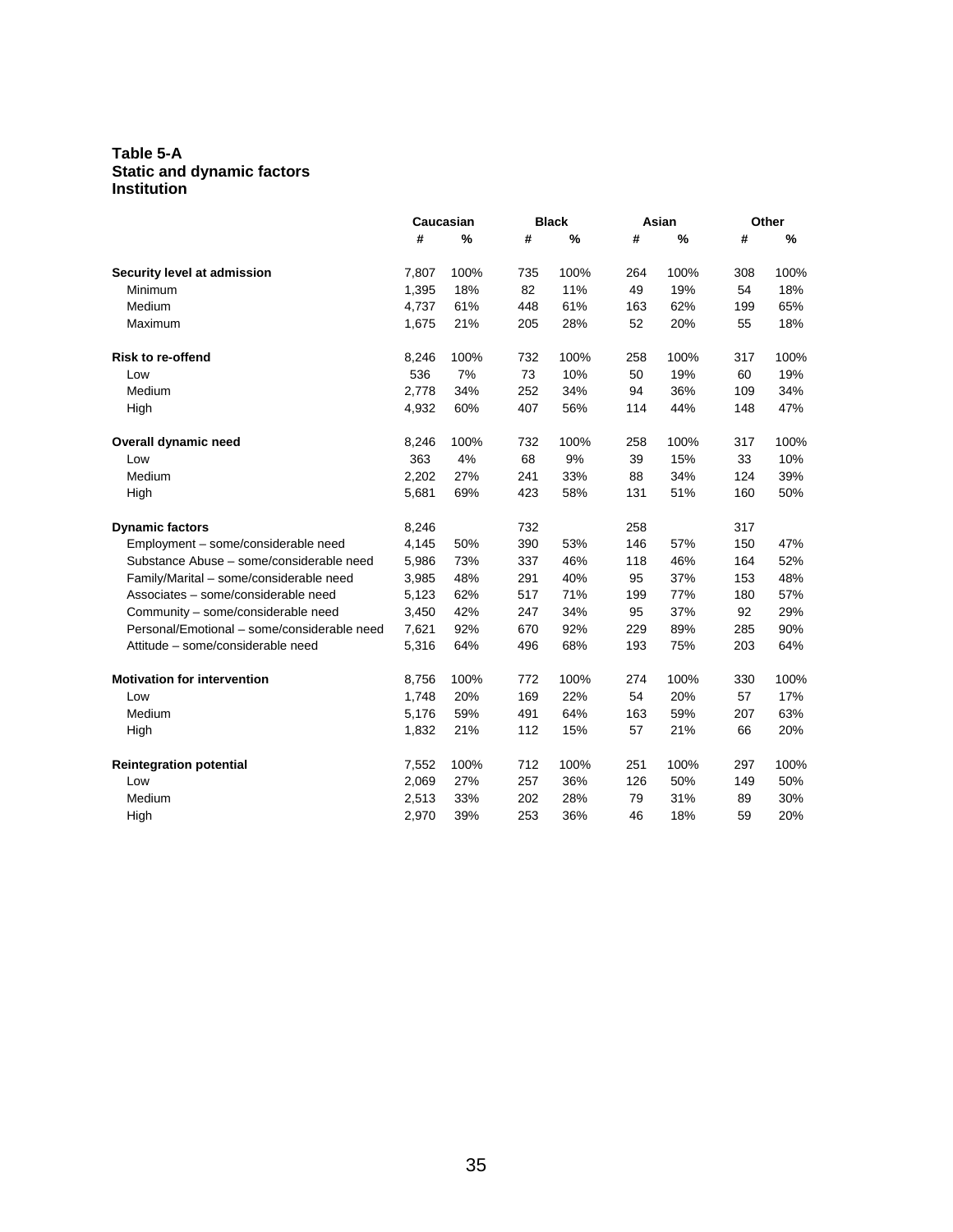**Table 5-A**
**Static and dynamic factors**
**Institution**

| | Caucasian | | Black | | Asian | | Other | |
|---|---|---|---|---|---|---|---|---|
| | # | % | # | % | # | % | # | % |
| **Security level at admission** | 7,807 | 100% | 735 | 100% | 264 | 100% | 308 | 100% |
| Minimum | 1,395 | 18% | 82 | 11% | 49 | 19% | 54 | 18% |
| Medium | 4,737 | 61% | 448 | 61% | 163 | 62% | 199 | 65% |
| Maximum | 1,675 | 21% | 205 | 28% | 52 | 20% | 55 | 18% |
| **Risk to re-offend** | 8,246 | 100% | 732 | 100% | 258 | 100% | 317 | 100% |
| Low | 536 | 7% | 73 | 10% | 50 | 19% | 60 | 19% |
| Medium | 2,778 | 34% | 252 | 34% | 94 | 36% | 109 | 34% |
| High | 4,932 | 60% | 407 | 56% | 114 | 44% | 148 | 47% |
| **Overall dynamic need** | 8,246 | 100% | 732 | 100% | 258 | 100% | 317 | 100% |
| Low | 363 | 4% | 68 | 9% | 39 | 15% | 33 | 10% |
| Medium | 2,202 | 27% | 241 | 33% | 88 | 34% | 124 | 39% |
| High | 5,681 | 69% | 423 | 58% | 131 | 51% | 160 | 50% |
| **Dynamic factors** | 8,246 | | 732 | | 258 | | 317 | |
| Employment – some/considerable need | 4,145 | 50% | 390 | 53% | 146 | 57% | 150 | 47% |
| Substance Abuse – some/considerable need | 5,986 | 73% | 337 | 46% | 118 | 46% | 164 | 52% |
| Family/Marital – some/considerable need | 3,985 | 48% | 291 | 40% | 95 | 37% | 153 | 48% |
| Associates – some/considerable need | 5,123 | 62% | 517 | 71% | 199 | 77% | 180 | 57% |
| Community – some/considerable need | 3,450 | 42% | 247 | 34% | 95 | 37% | 92 | 29% |
| Personal/Emotional – some/considerable need | 7,621 | 92% | 670 | 92% | 229 | 89% | 285 | 90% |
| Attitude – some/considerable need | 5,316 | 64% | 496 | 68% | 193 | 75% | 203 | 64% |
| **Motivation for intervention** | 8,756 | 100% | 772 | 100% | 274 | 100% | 330 | 100% |
| Low | 1,748 | 20% | 169 | 22% | 54 | 20% | 57 | 17% |
| Medium | 5,176 | 59% | 491 | 64% | 163 | 59% | 207 | 63% |
| High | 1,832 | 21% | 112 | 15% | 57 | 21% | 66 | 20% |
| **Reintegration potential** | 7,552 | 100% | 712 | 100% | 251 | 100% | 297 | 100% |
| Low | 2,069 | 27% | 257 | 36% | 126 | 50% | 149 | 50% |
| Medium | 2,513 | 33% | 202 | 28% | 79 | 31% | 89 | 30% |
| High | 2,970 | 39% | 253 | 36% | 46 | 18% | 59 | 20% |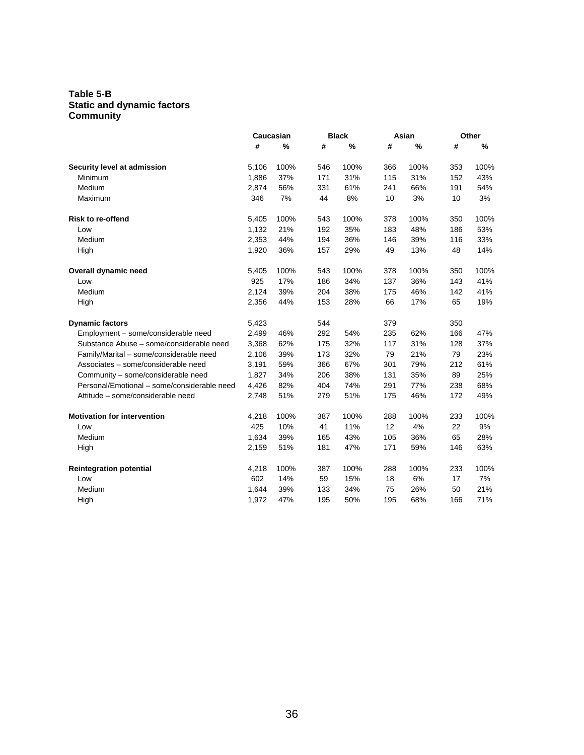**Table 5-B**
**Static and dynamic factors**
**Community**

| | Caucasian | | Black | | Asian | | Other | |
|---|---|---|---|---|---|---|---|---|
| | # | % | # | % | # | % | # | % |
| **Security level at admission** | 5,106 | 100% | 546 | 100% | 366 | 100% | 353 | 100% |
| Minimum | 1,886 | 37% | 171 | 31% | 115 | 31% | 152 | 43% |
| Medium | 2,874 | 56% | 331 | 61% | 241 | 66% | 191 | 54% |
| Maximum | 346 | 7% | 44 | 8% | 10 | 3% | 10 | 3% |
| **Risk to re-offend** | 5,405 | 100% | 543 | 100% | 378 | 100% | 350 | 100% |
| Low | 1,132 | 21% | 192 | 35% | 183 | 48% | 186 | 53% |
| Medium | 2,353 | 44% | 194 | 36% | 146 | 39% | 116 | 33% |
| High | 1,920 | 36% | 157 | 29% | 49 | 13% | 48 | 14% |
| **Overall dynamic need** | 5,405 | 100% | 543 | 100% | 378 | 100% | 350 | 100% |
| Low | 925 | 17% | 186 | 34% | 137 | 36% | 143 | 41% |
| Medium | 2,124 | 39% | 204 | 38% | 175 | 46% | 142 | 41% |
| High | 2,356 | 44% | 153 | 28% | 66 | 17% | 65 | 19% |
| **Dynamic factors** | 5,423 | | 544 | | 379 | | 350 | |
| Employment – some/considerable need | 2,499 | 46% | 292 | 54% | 235 | 62% | 166 | 47% |
| Substance Abuse – some/considerable need | 3,368 | 62% | 175 | 32% | 117 | 31% | 128 | 37% |
| Family/Marital – some/considerable need | 2,106 | 39% | 173 | 32% | 79 | 21% | 79 | 23% |
| Associates – some/considerable need | 3,191 | 59% | 366 | 67% | 301 | 79% | 212 | 61% |
| Community – some/considerable need | 1,827 | 34% | 206 | 38% | 131 | 35% | 89 | 25% |
| Personal/Emotional – some/considerable need | 4,426 | 82% | 404 | 74% | 291 | 77% | 238 | 68% |
| Attitude – some/considerable need | 2,748 | 51% | 279 | 51% | 175 | 46% | 172 | 49% |
| **Motivation for intervention** | 4,218 | 100% | 387 | 100% | 288 | 100% | 233 | 100% |
| Low | 425 | 10% | 41 | 11% | 12 | 4% | 22 | 9% |
| Medium | 1,634 | 39% | 165 | 43% | 105 | 36% | 65 | 28% |
| High | 2,159 | 51% | 181 | 47% | 171 | 59% | 146 | 63% |
| **Reintegration potential** | 4,218 | 100% | 387 | 100% | 288 | 100% | 233 | 100% |
| Low | 602 | 14% | 59 | 15% | 18 | 6% | 17 | 7% |
| Medium | 1,644 | 39% | 133 | 34% | 75 | 26% | 50 | 21% |
| High | 1,972 | 47% | 195 | 50% | 195 | 68% | 166 | 71% |